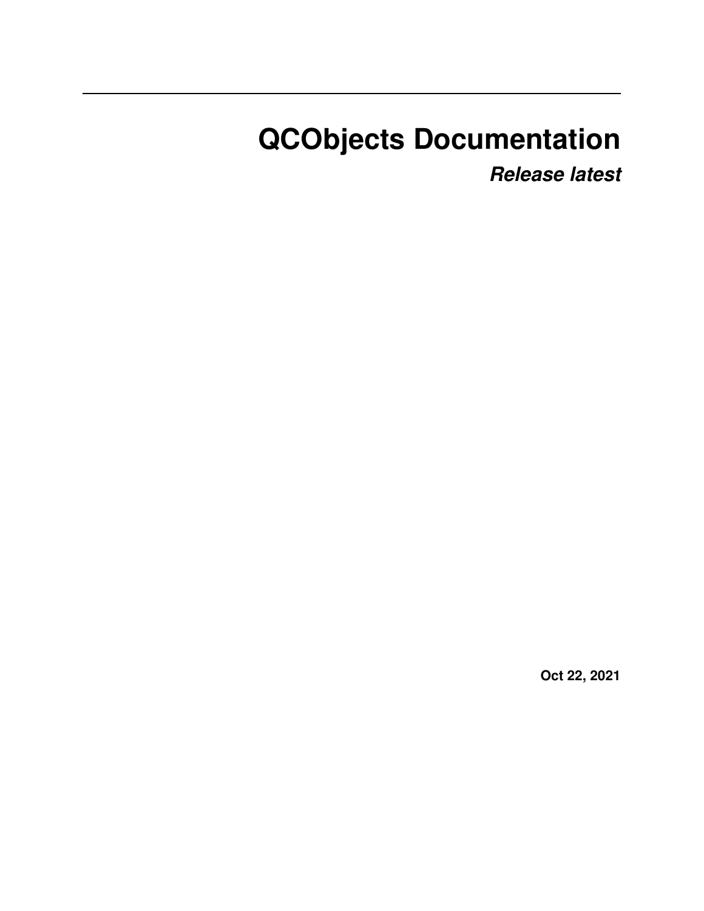# QCObjects Documentation

***Release latest***

**Oct 22, 2021**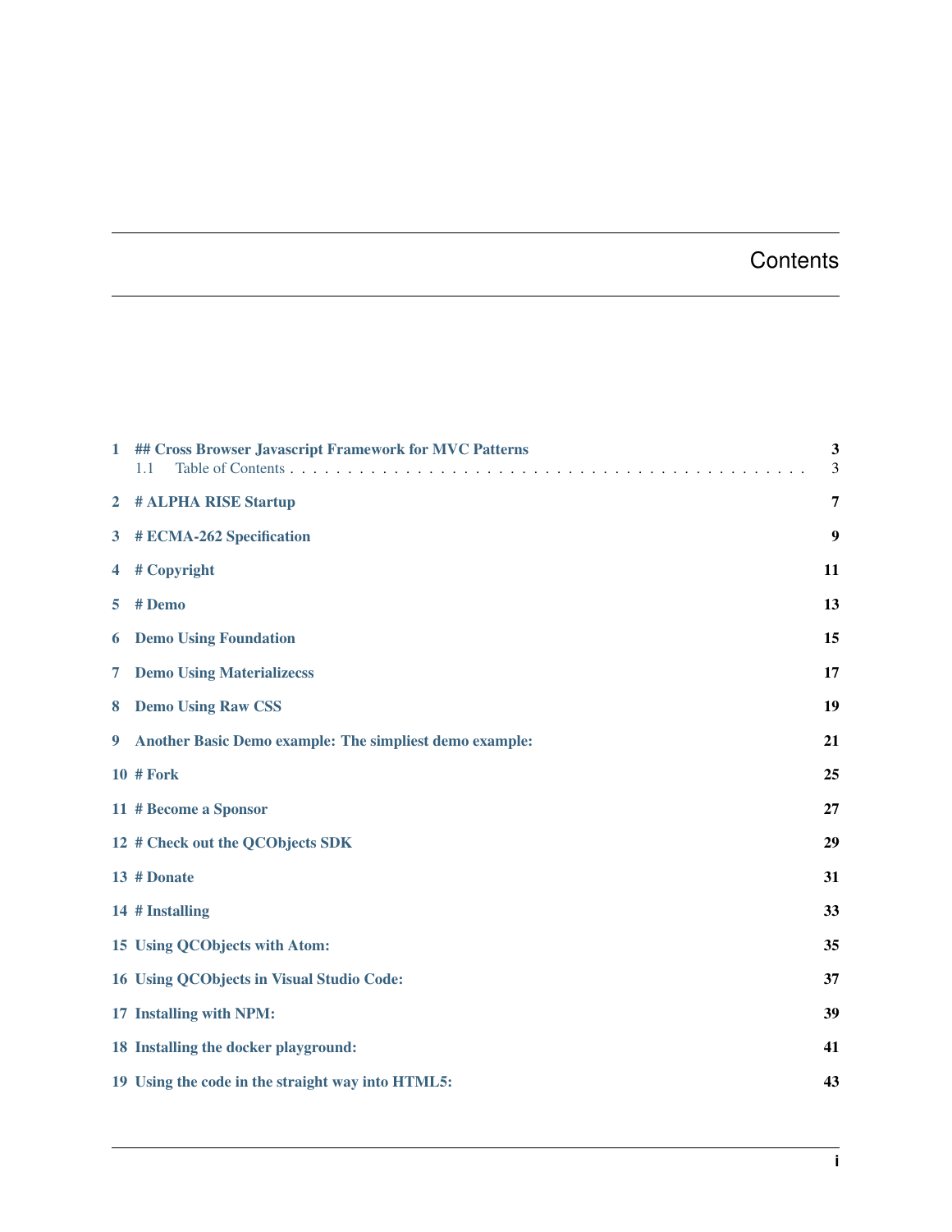# Contents

| | | |
|---|---|---|
| 1 | ## Cross Browser Javascript Framework for MVC Patterns | 3 |
| | 1.1 Table of Contents | 3 |
| 2 | # ALPHA RISE Startup | 7 |
| 3 | # ECMA-262 Specification | 9 |
| 4 | # Copyright | 11 |
| 5 | # Demo | 13 |
| 6 | Demo Using Foundation | 15 |
| 7 | Demo Using Materializecss | 17 |
| 8 | Demo Using Raw CSS | 19 |
| 9 | Another Basic Demo example: The simpliest demo example: | 21 |
| 10 | # Fork | 25 |
| 11 | # Become a Sponsor | 27 |
| 12 | # Check out the QCObjects SDK | 29 |
| 13 | # Donate | 31 |
| 14 | # Installing | 33 |
| 15 | Using QCObjects with Atom: | 35 |
| 16 | Using QCObjects in Visual Studio Code: | 37 |
| 17 | Installing with NPM: | 39 |
| 18 | Installing the docker playground: | 41 |
| 19 | Using the code in the straight way into HTML5: | 43 |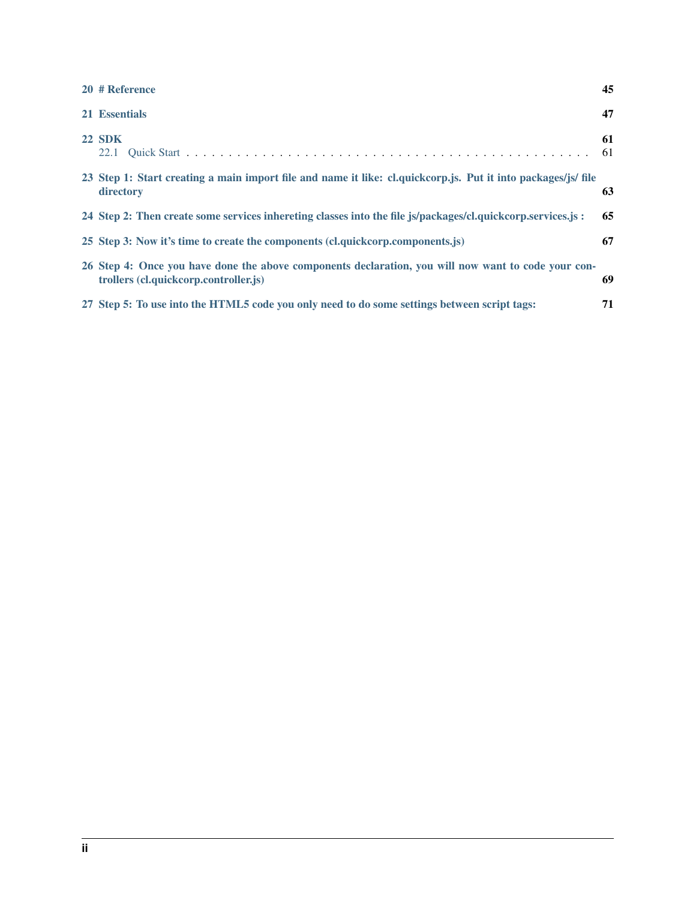20 # Reference 45

21 Essentials 47

22 SDK 61
  22.1 Quick Start . . . . . . . . . . . . . . . . . . . . . . . . . . . . . . . . . . . . . . . . . . . . . . . 61

23 Step 1: Start creating a main import file and name it like: cl.quickcorp.js. Put it into packages/js/ file directory 63

24 Step 2: Then create some services inhereting classes into the file js/packages/cl.quickcorp.services.js : 65

25 Step 3: Now it's time to create the components (cl.quickcorp.components.js) 67

26 Step 4: Once you have done the above components declaration, you will now want to code your controllers (cl.quickcorp.controller.js) 69

27 Step 5: To use into the HTML5 code you only need to do some settings between script tags: 71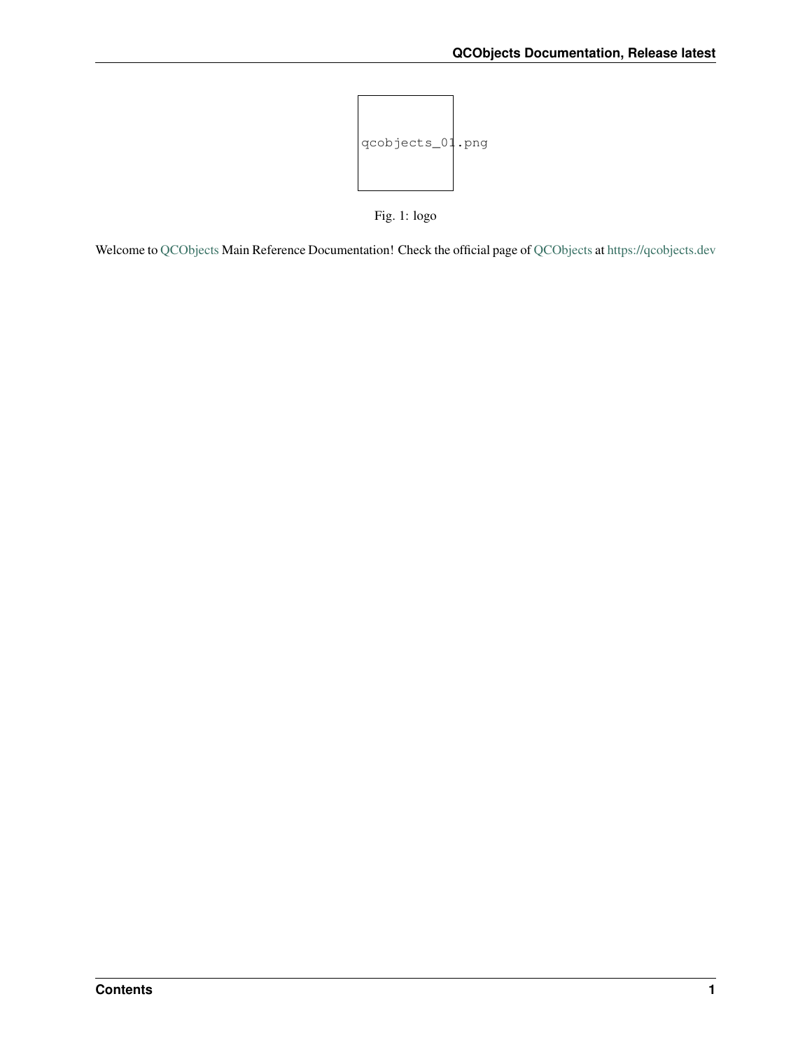qcobjects_01.png

Fig. 1: logo

Welcome to QCObjects Main Reference Documentation! Check the official page of QCObjects at https://qcobjects.dev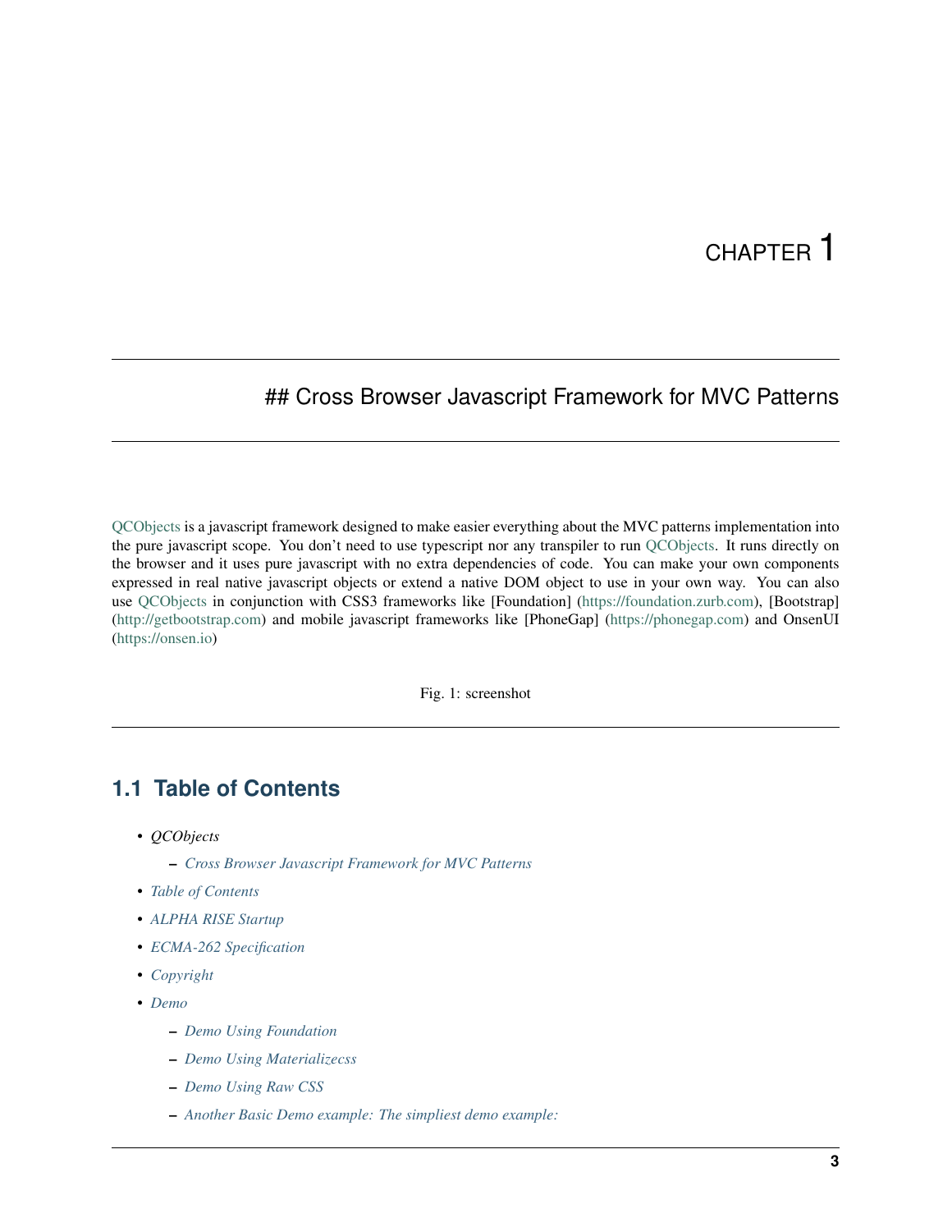# CHAPTER 1

## ## Cross Browser Javascript Framework for MVC Patterns

QCObjects is a javascript framework designed to make easier everything about the MVC patterns implementation into the pure javascript scope. You don't need to use typescript nor any transpiler to run QCObjects. It runs directly on the browser and it uses pure javascript with no extra dependencies of code. You can make your own components expressed in real native javascript objects or extend a native DOM object to use in your own way. You can also use QCObjects in conjunction with CSS3 frameworks like [Foundation] (https://foundation.zurb.com), [Bootstrap] (http://getbootstrap.com) and mobile javascript frameworks like [PhoneGap] (https://phonegap.com) and OnsenUI (https://onsen.io)

Fig. 1: screenshot

---

## 1.1 Table of Contents

- *QCObjects*
  - *Cross Browser Javascript Framework for MVC Patterns*
- *Table of Contents*
- *ALPHA RISE Startup*
- *ECMA-262 Specification*
- *Copyright*
- *Demo*
  - *Demo Using Foundation*
  - *Demo Using Materializecss*
  - *Demo Using Raw CSS*
  - *Another Basic Demo example: The simpliest demo example:*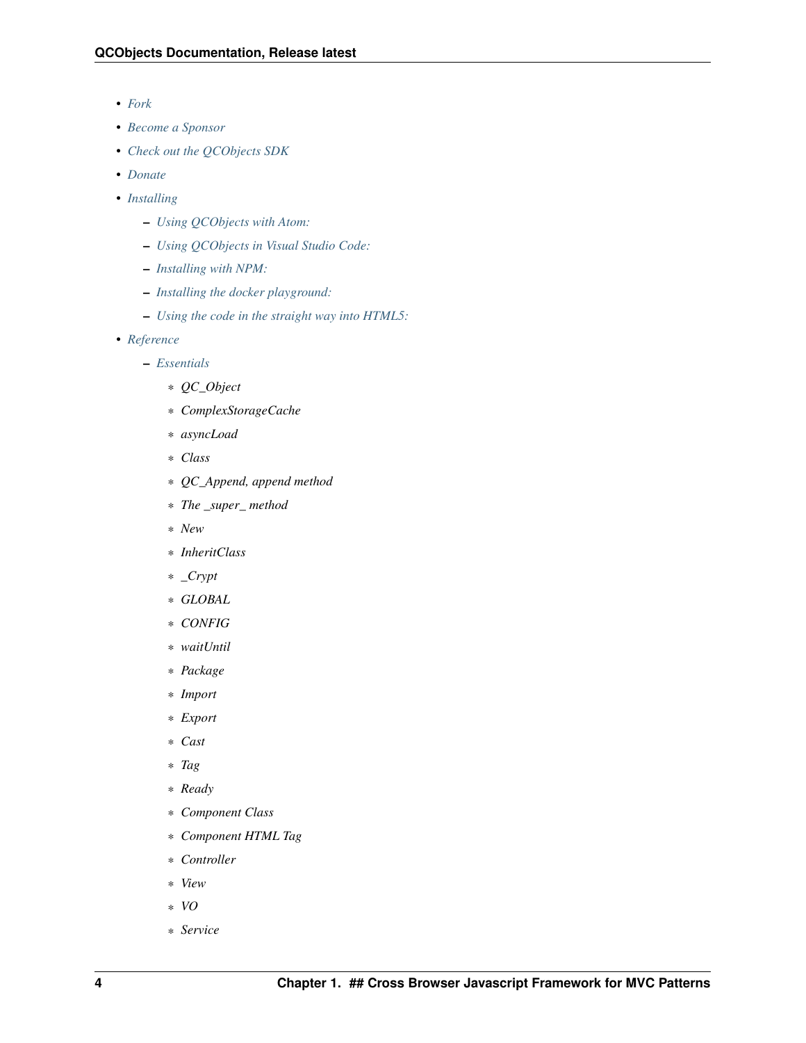- *Fork*
- *Become a Sponsor*
- *Check out the QCObjects SDK*
- *Donate*
- *Installing*
  - *Using QCObjects with Atom:*
  - *Using QCObjects in Visual Studio Code:*
  - *Installing with NPM:*
  - *Installing the docker playground:*
  - *Using the code in the straight way into HTML5:*
- *Reference*
  - *Essentials*
    - *QC_Object*
    - *ComplexStorageCache*
    - *asyncLoad*
    - *Class*
    - *QC_Append, append method*
    - *The _super_ method*
    - *New*
    - *InheritClass*
    - *_Crypt*
    - *GLOBAL*
    - *CONFIG*
    - *waitUntil*
    - *Package*
    - *Import*
    - *Export*
    - *Cast*
    - *Tag*
    - *Ready*
    - *Component Class*
    - *Component HTML Tag*
    - *Controller*
    - *View*
    - *VO*
    - *Service*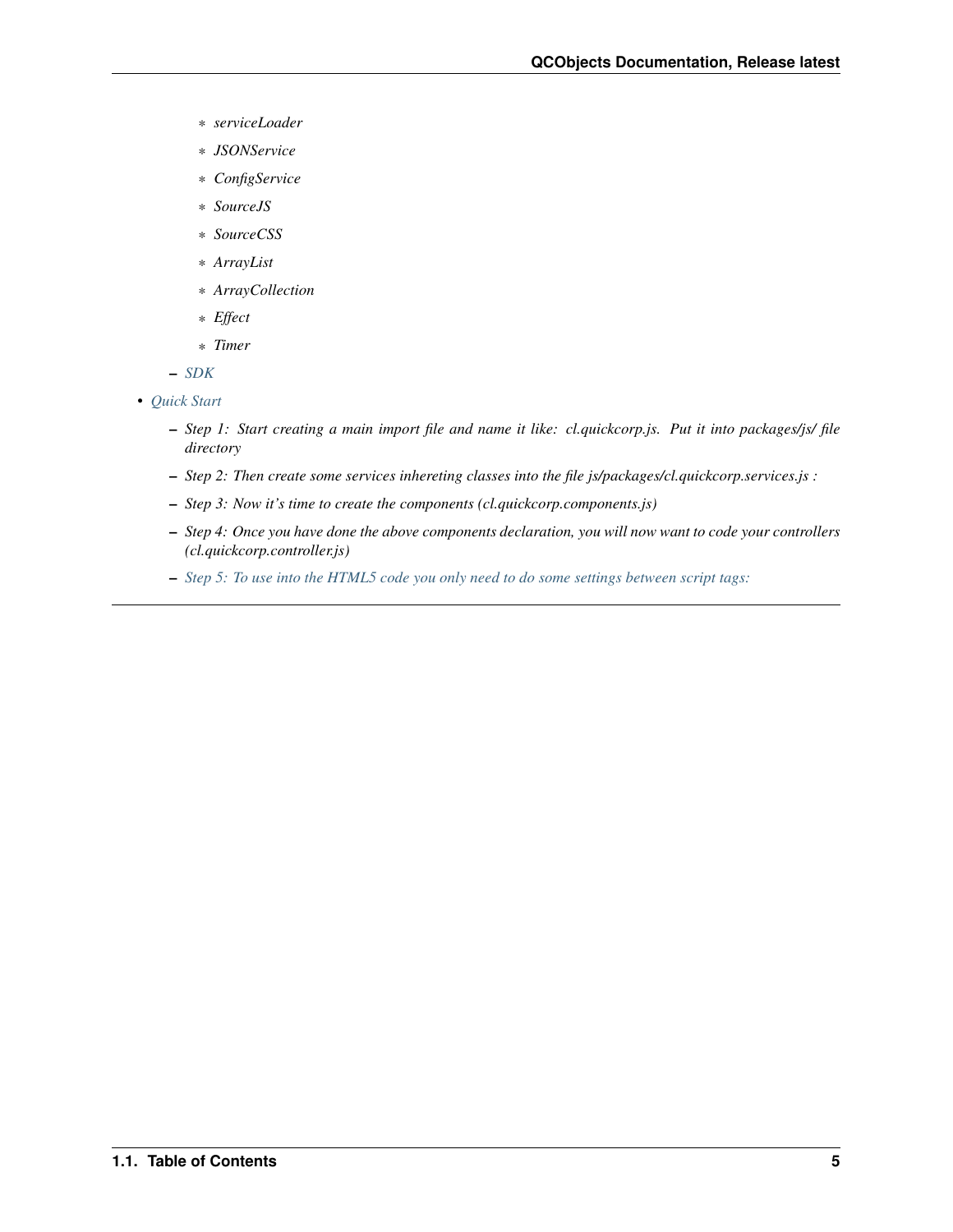- *serviceLoader*
        - *JSONService*
        - *ConfigService*
        - *SourceJS*
        - *SourceCSS*
        - *ArrayList*
        - *ArrayCollection*
        - *Effect*
        - *Timer*
    - *SDK*
- *Quick Start*
    - *Step 1: Start creating a main import file and name it like: cl.quickcorp.js. Put it into packages/js/ file directory*
    - *Step 2: Then create some services inhereting classes into the file js/packages/cl.quickcorp.services.js :*
    - *Step 3: Now it's time to create the components (cl.quickcorp.components.js)*
    - *Step 4: Once you have done the above components declaration, you will now want to code your controllers (cl.quickcorp.controller.js)*
    - *Step 5: To use into the HTML5 code you only need to do some settings between script tags:*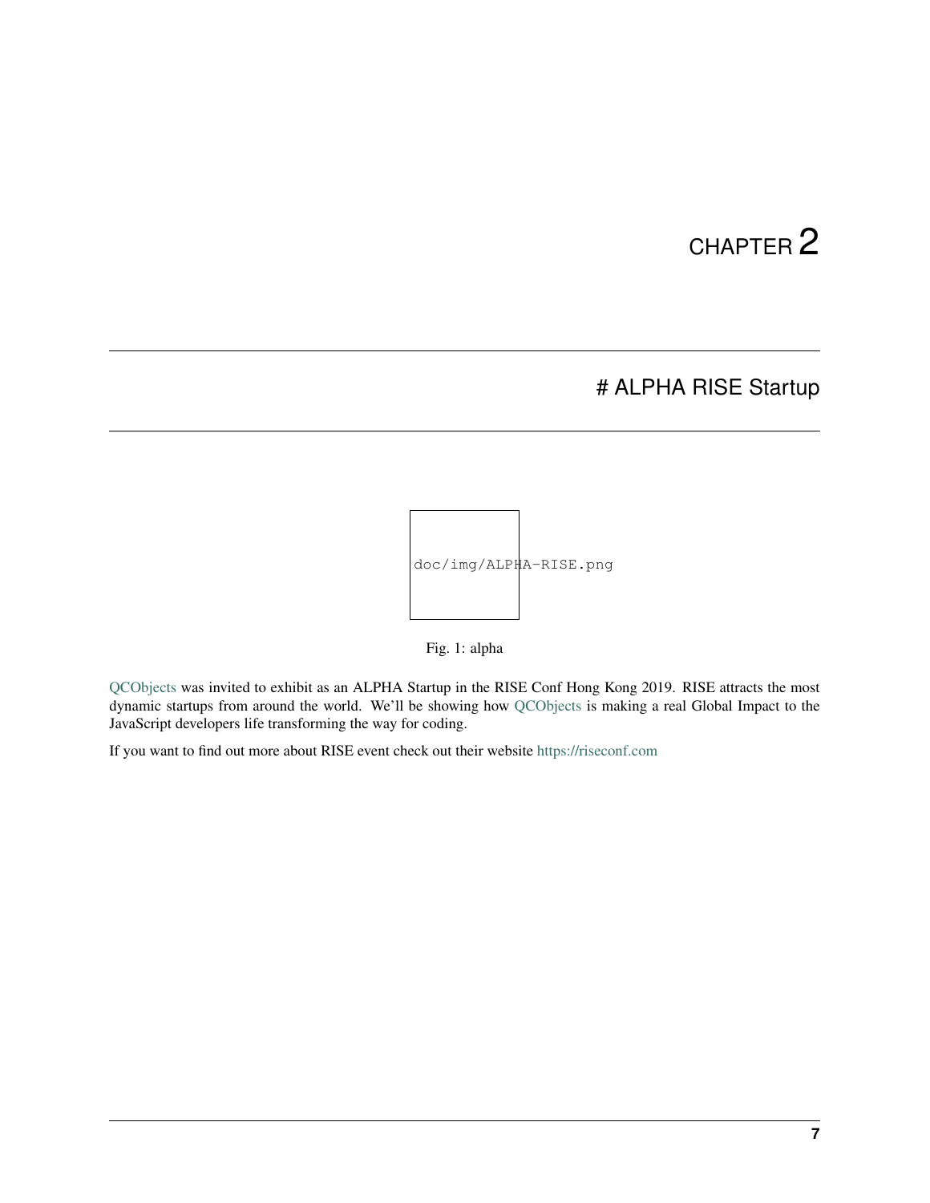# CHAPTER 2

## # ALPHA RISE Startup

doc/img/ALPHA-RISE.png

Fig. 1: alpha

QCObjects was invited to exhibit as an ALPHA Startup in the RISE Conf Hong Kong 2019. RISE attracts the most dynamic startups from around the world. We'll be showing how QCObjects is making a real Global Impact to the JavaScript developers life transforming the way for coding.

If you want to find out more about RISE event check out their website https://riseconf.com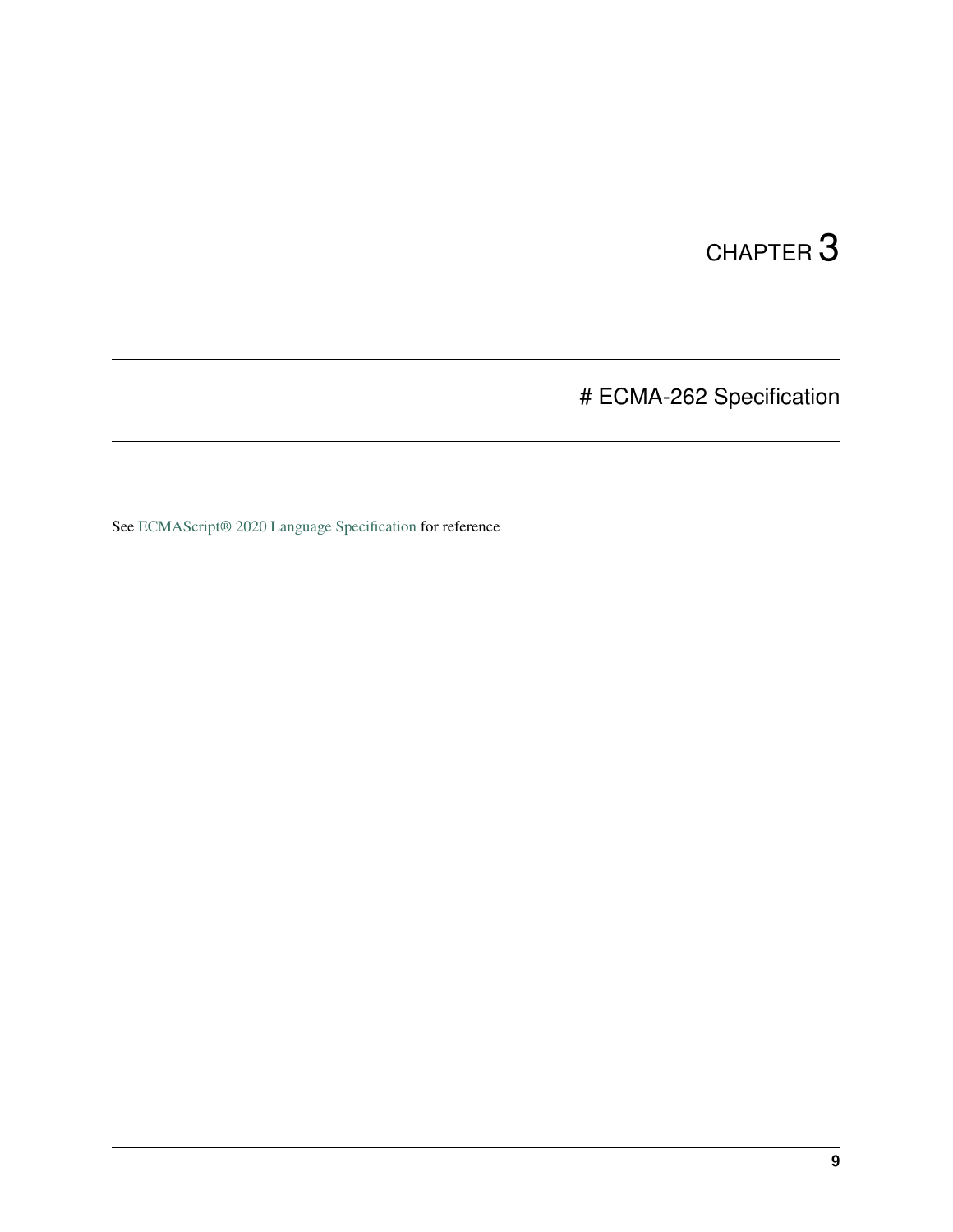# CHAPTER 3

# # ECMA-262 Specification

See ECMAScript® 2020 Language Specification for reference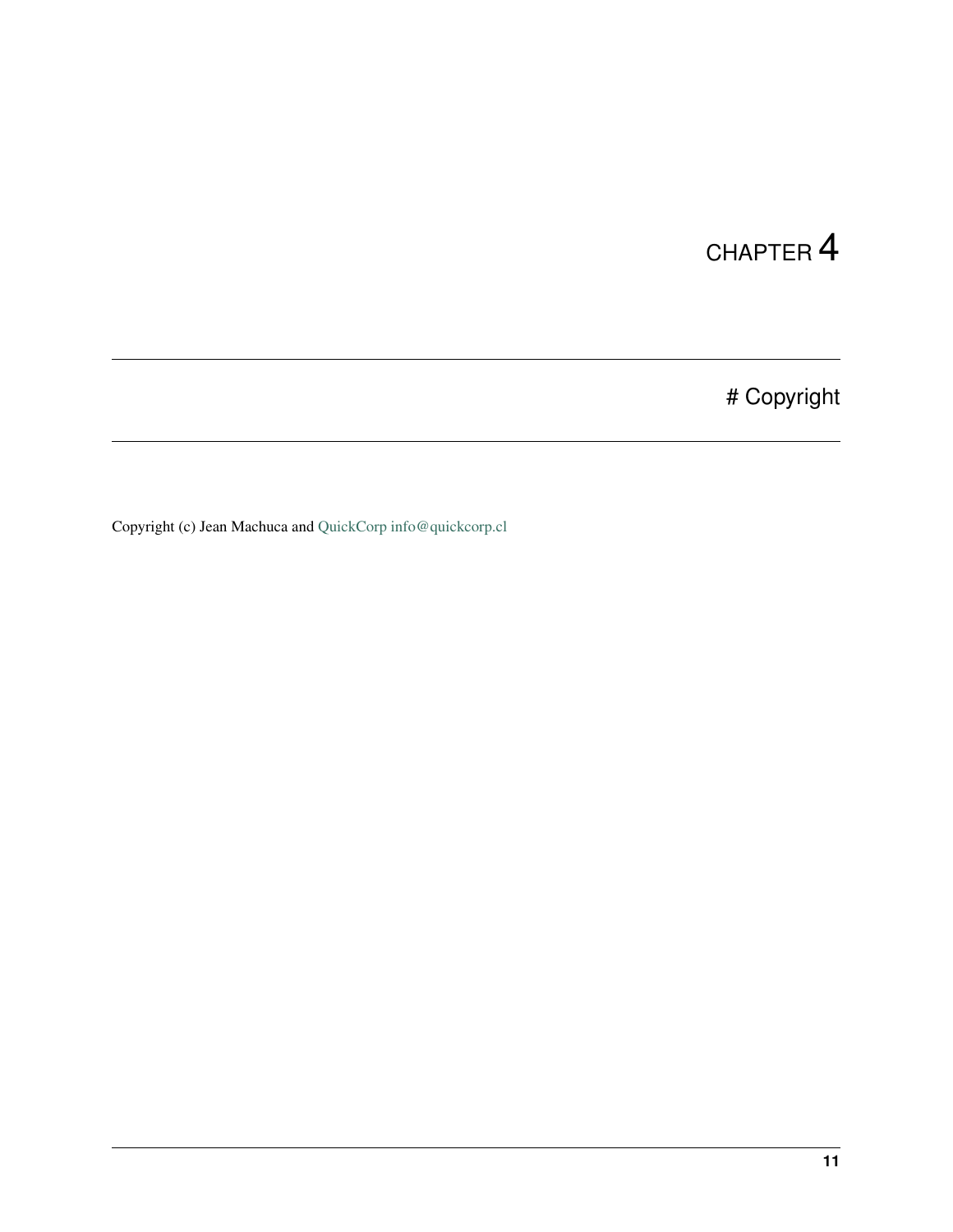# CHAPTER 4

## # Copyright

Copyright (c) Jean Machuca and QuickCorp info@quickcorp.cl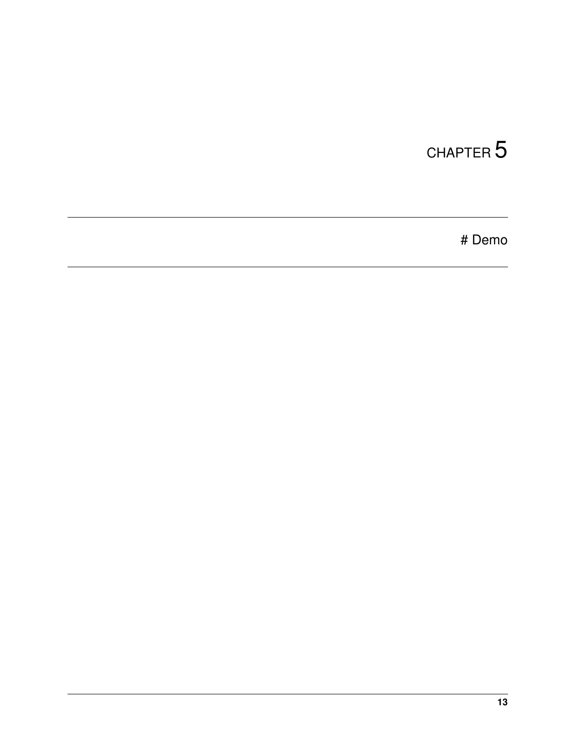# CHAPTER 5

# Demo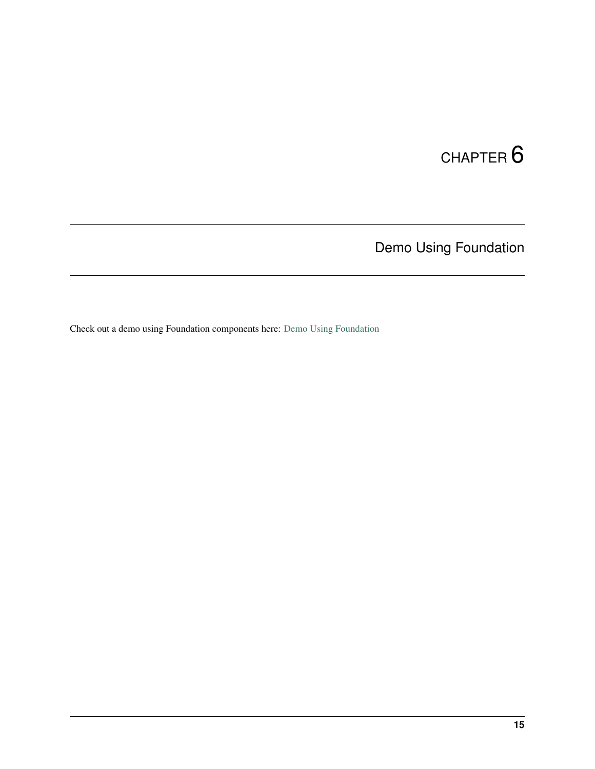# CHAPTER 6

## Demo Using Foundation

Check out a demo using Foundation components here: Demo Using Foundation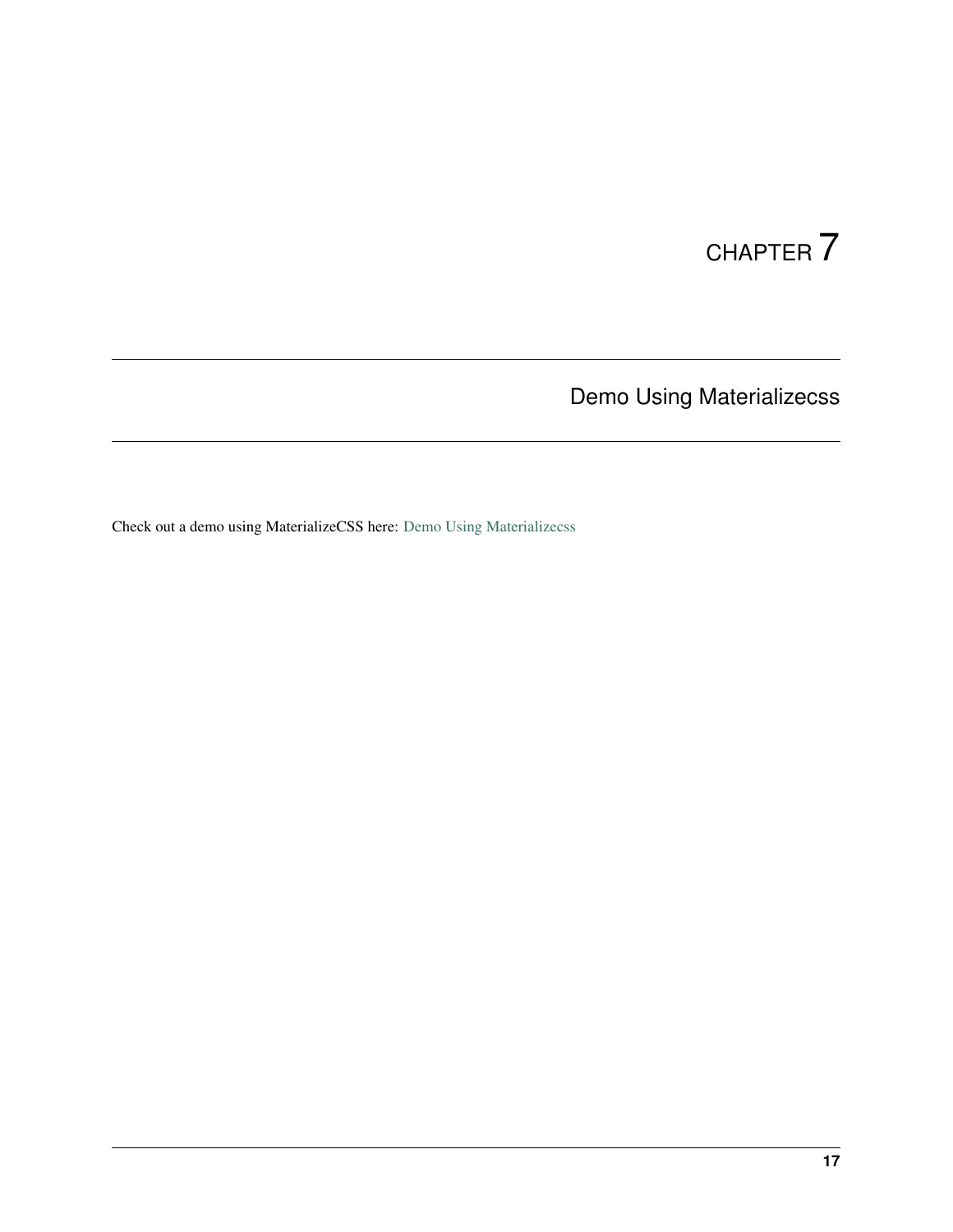# CHAPTER 7

## Demo Using Materializecss

Check out a demo using MaterializeCSS here: Demo Using Materializecss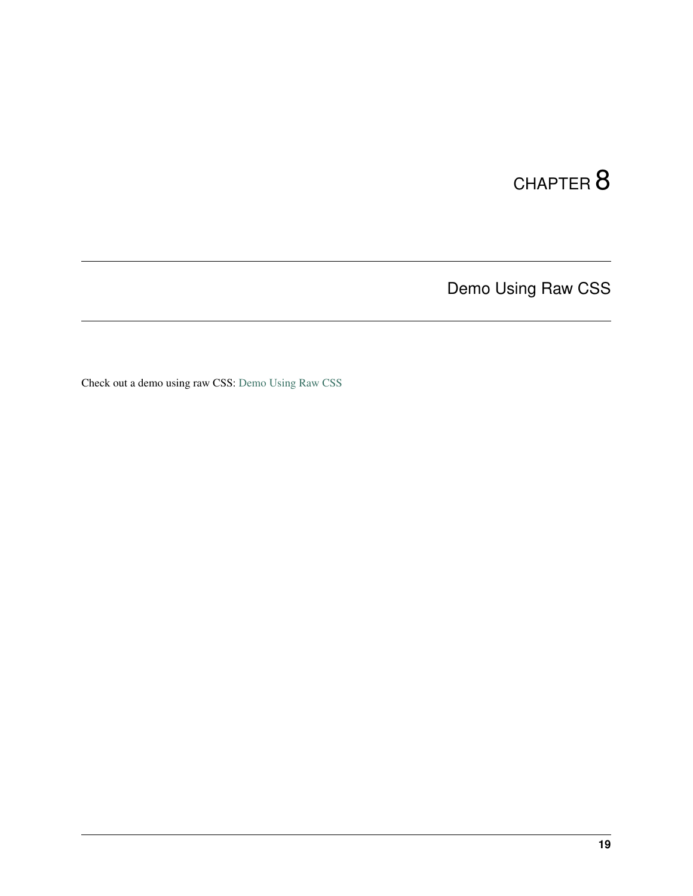# CHAPTER 8

## Demo Using Raw CSS

Check out a demo using raw CSS: Demo Using Raw CSS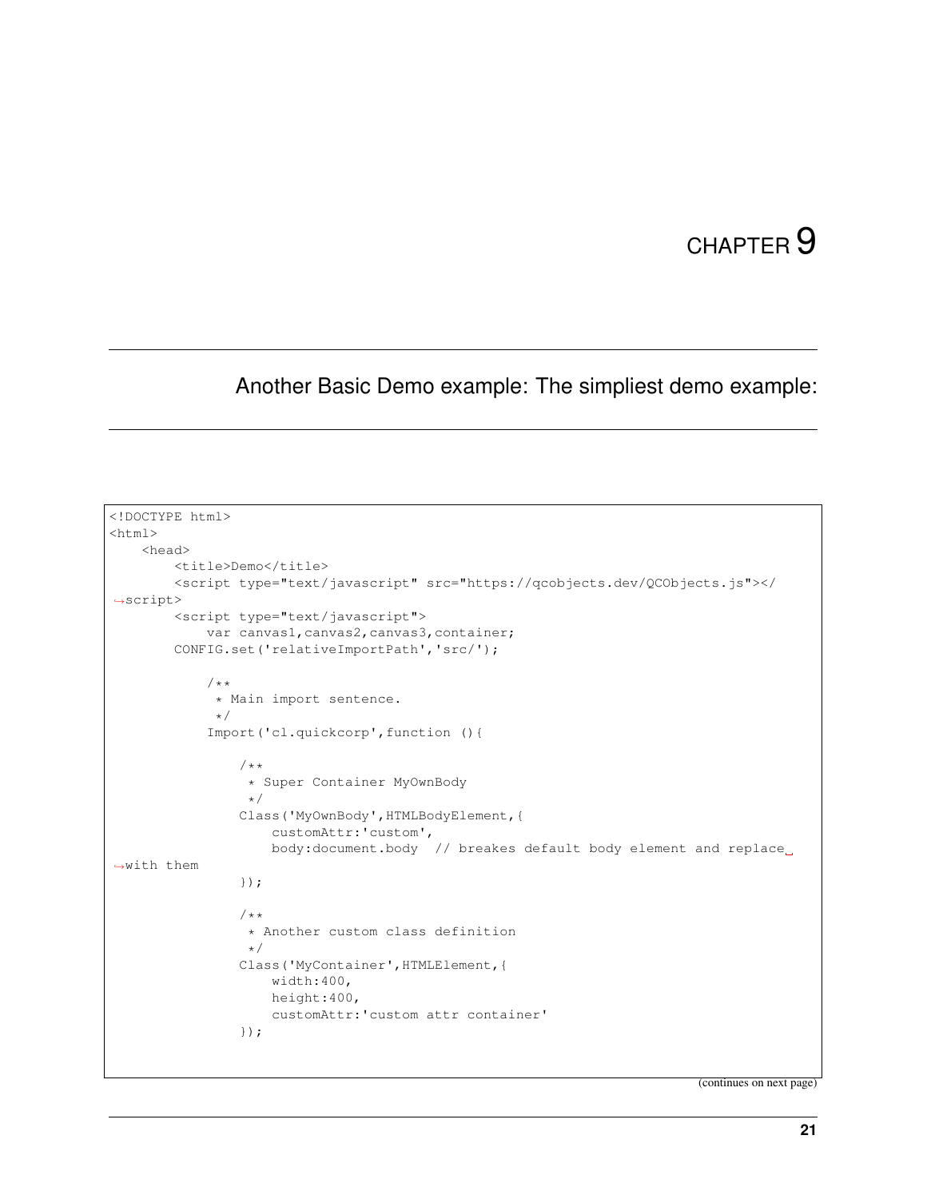# CHAPTER 9

## Another Basic Demo example: The simpliest demo example:

```
<!DOCTYPE html>
<html>
    <head>
        <title>Demo</title>
        <script type="text/javascript" src="https://qcobjects.dev/QCObjects.js"></
→script>
        <script type="text/javascript">
            var canvas1,canvas2,canvas3,container;
        CONFIG.set('relativeImportPath','src/');

            /**
             * Main import sentence.
             */
            Import('cl.quickcorp',function (){

                /**
                 * Super Container MyOwnBody
                 */
                Class('MyOwnBody',HTMLBodyElement,{
                    customAttr:'custom',
                    body:document.body  // breakes default body element and replace␣
→with them
                });

                /**
                 * Another custom class definition
                 */
                Class('MyContainer',HTMLElement,{
                    width:400,
                    height:400,
                    customAttr:'custom attr container'
                });
```

(continues on next page)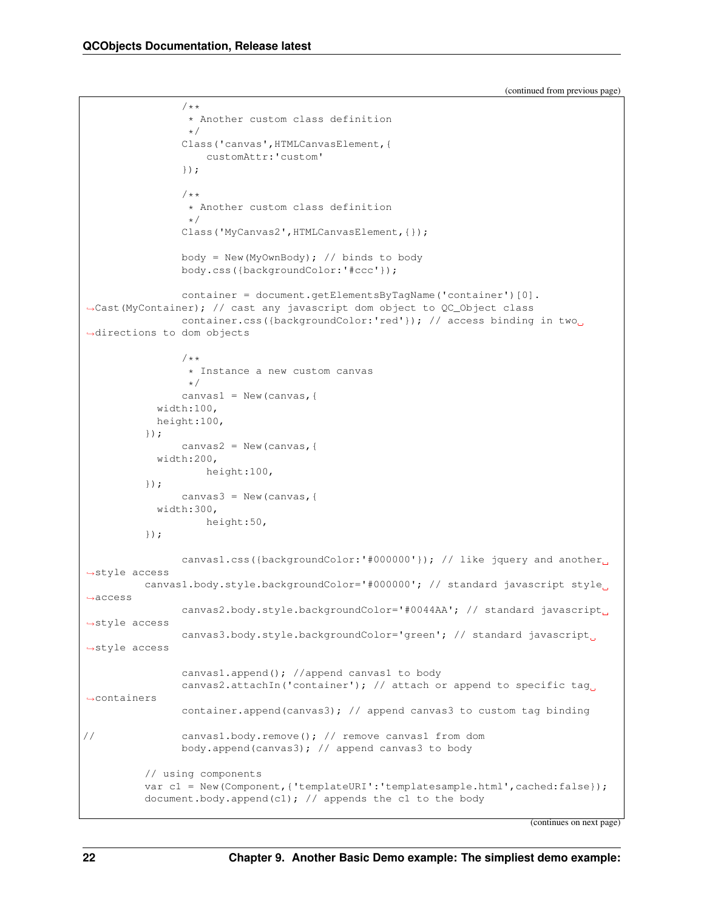(continued from previous page)

```
                /**
                 * Another custom class definition
                 */
                Class('canvas',HTMLCanvasElement,{
                    customAttr:'custom'
                });

                /**
                 * Another custom class definition
                 */
                Class('MyCanvas2',HTMLCanvasElement,{});

                body = New(MyOwnBody); // binds to body
                body.css({backgroundColor:'#ccc'});

                container = document.getElementsByTagName('container')[0].
↪Cast(MyContainer); // cast any javascript dom object to QC_Object class
                container.css({backgroundColor:'red'}); // access binding in two␣
↪directions to dom objects

                /**
                 * Instance a new custom canvas
                 */
                canvas1 = New(canvas,{
            width:100,
            height:100,
          });
                canvas2 = New(canvas,{
            width:200,
                    height:100,
          });
                canvas3 = New(canvas,{
            width:300,
                    height:50,
          });

                canvas1.css({backgroundColor:'#000000'}); // like jquery and another␣
↪style access
          canvas1.body.style.backgroundColor='#000000'; // standard javascript style␣
↪access
                canvas2.body.style.backgroundColor='#0044AA'; // standard javascript␣
↪style access
                canvas3.body.style.backgroundColor='green'; // standard javascript␣
↪style access

                canvas1.append(); //append canvas1 to body
                canvas2.attachIn('container'); // attach or append to specific tag␣
↪containers
                container.append(canvas3); // append canvas3 to custom tag binding

//              canvas1.body.remove(); // remove canvas1 from dom
                body.append(canvas3); // append canvas3 to body

          // using components
          var c1 = New(Component,{'templateURI':'templatesample.html',cached:false});
          document.body.append(c1); // appends the c1 to the body
```

(continues on next page)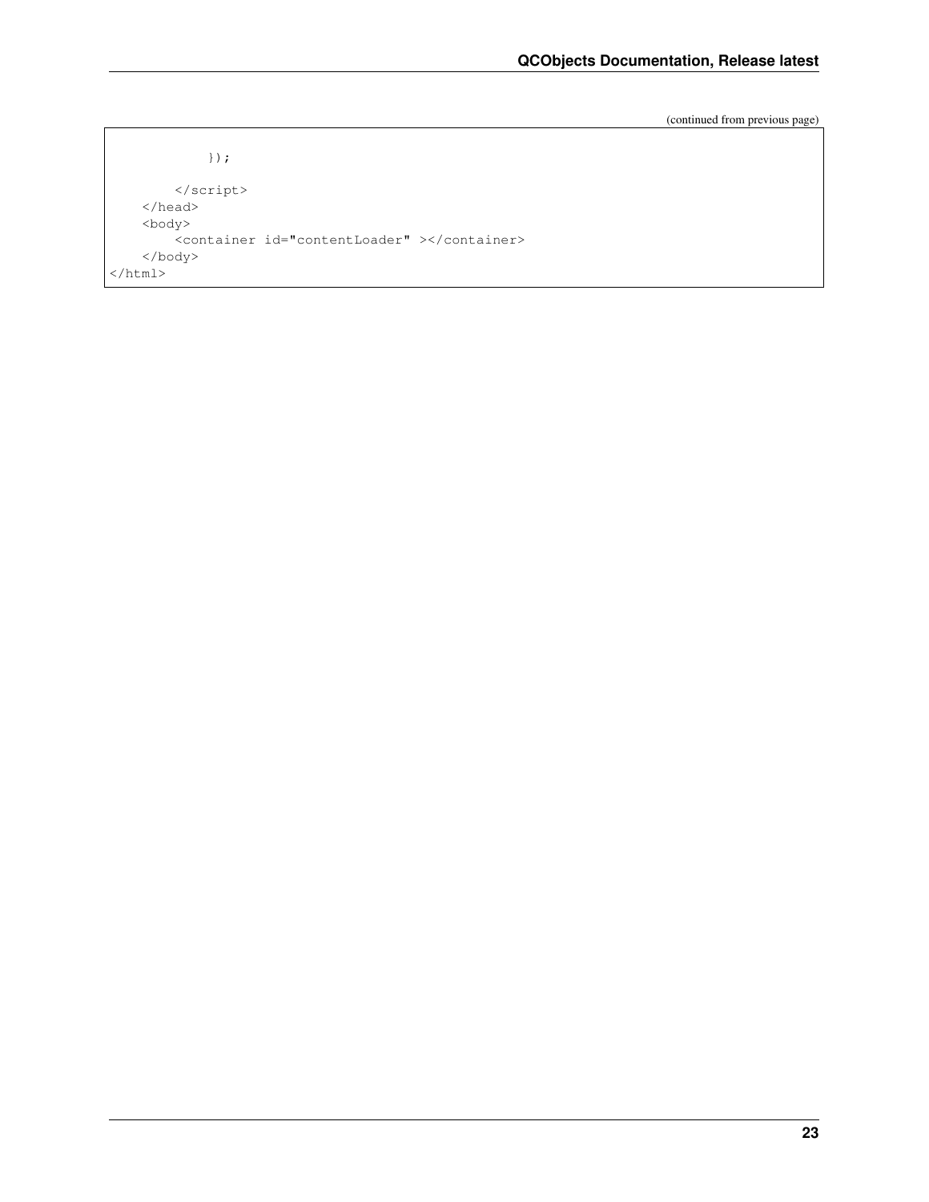(continued from previous page)

```
            });

        </script>
    </head>
    <body>
        <container id="contentLoader" ></container>
    </body>
</html>
```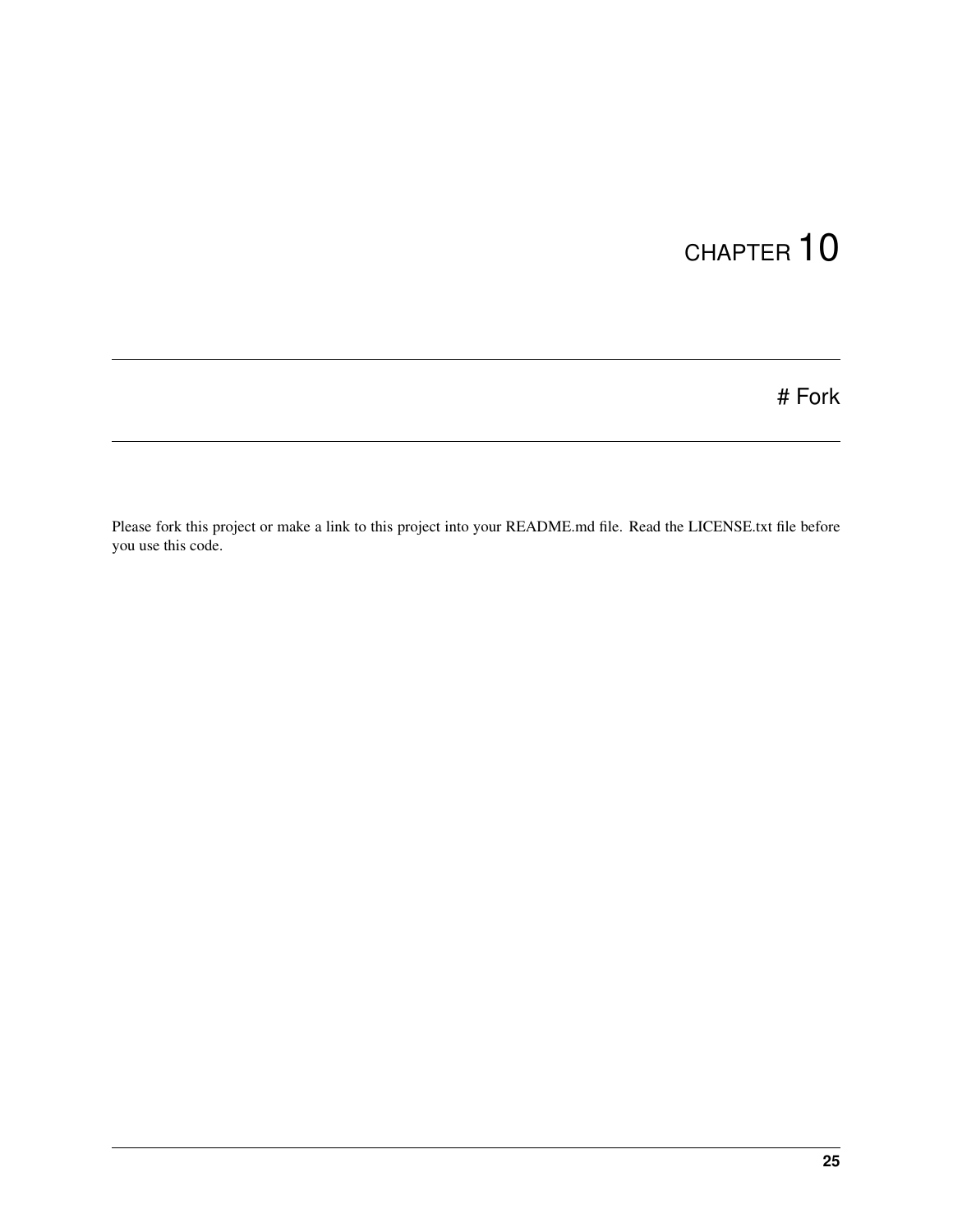# CHAPTER 10

## # Fork

Please fork this project or make a link to this project into your README.md file. Read the LICENSE.txt file before you use this code.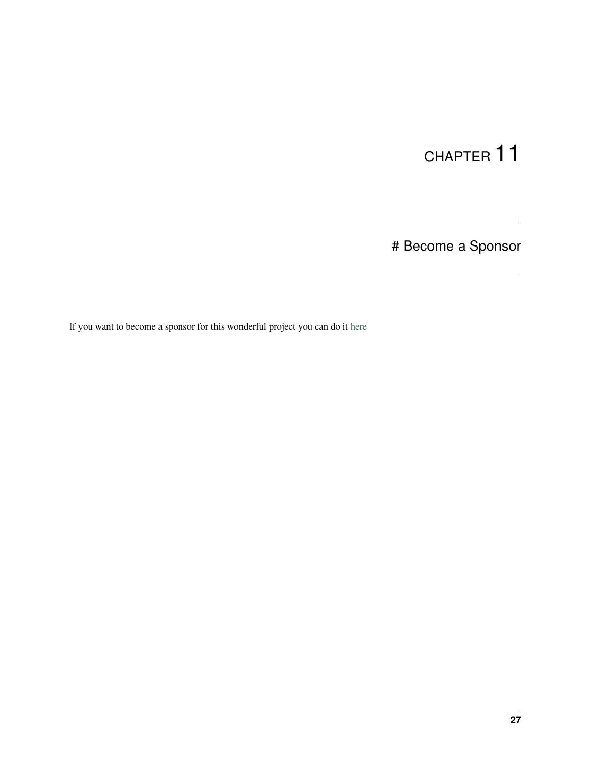# CHAPTER 11

## # Become a Sponsor

If you want to become a sponsor for this wonderful project you can do it here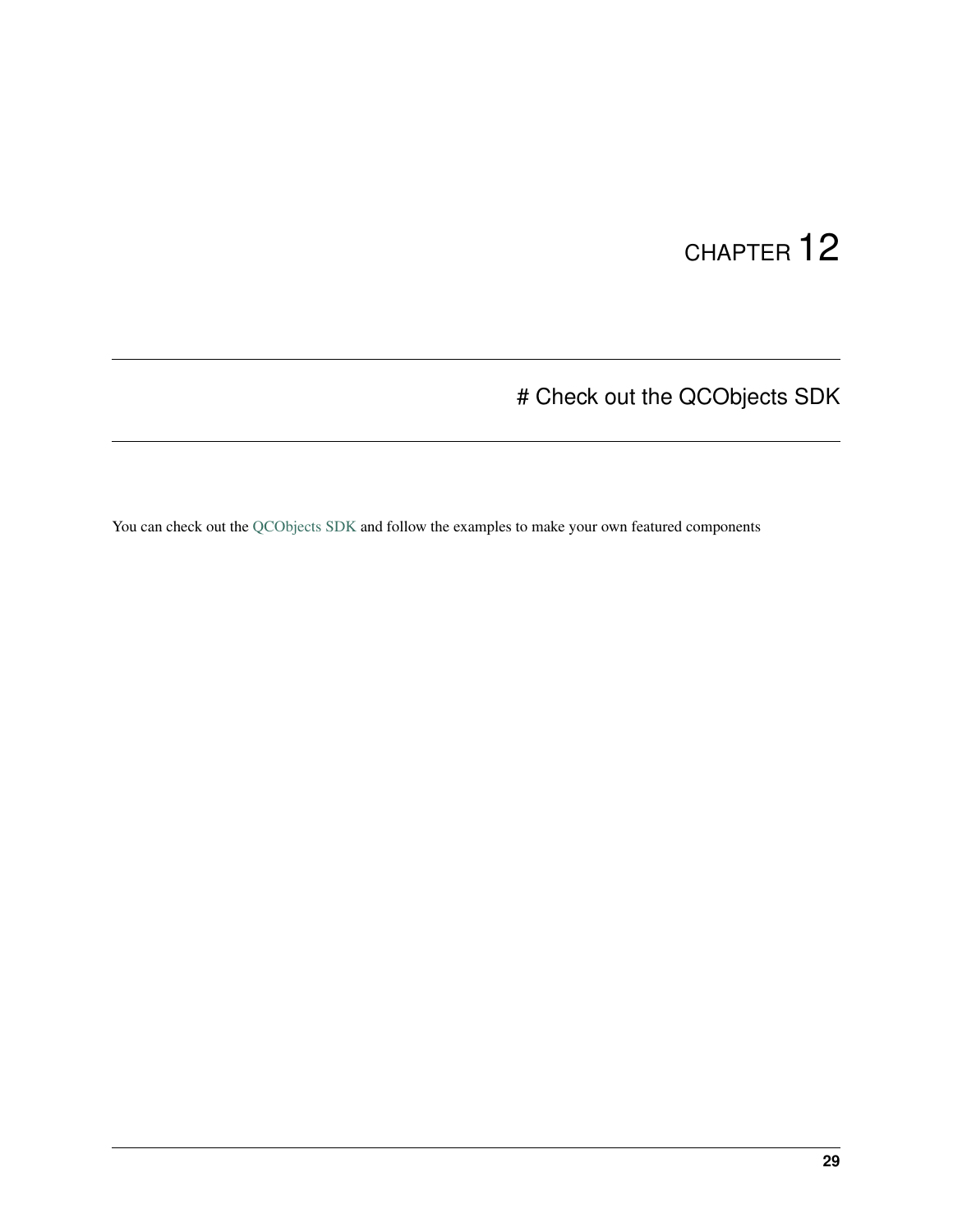# CHAPTER 12

## # Check out the QCObjects SDK

You can check out the QCObjects SDK and follow the examples to make your own featured components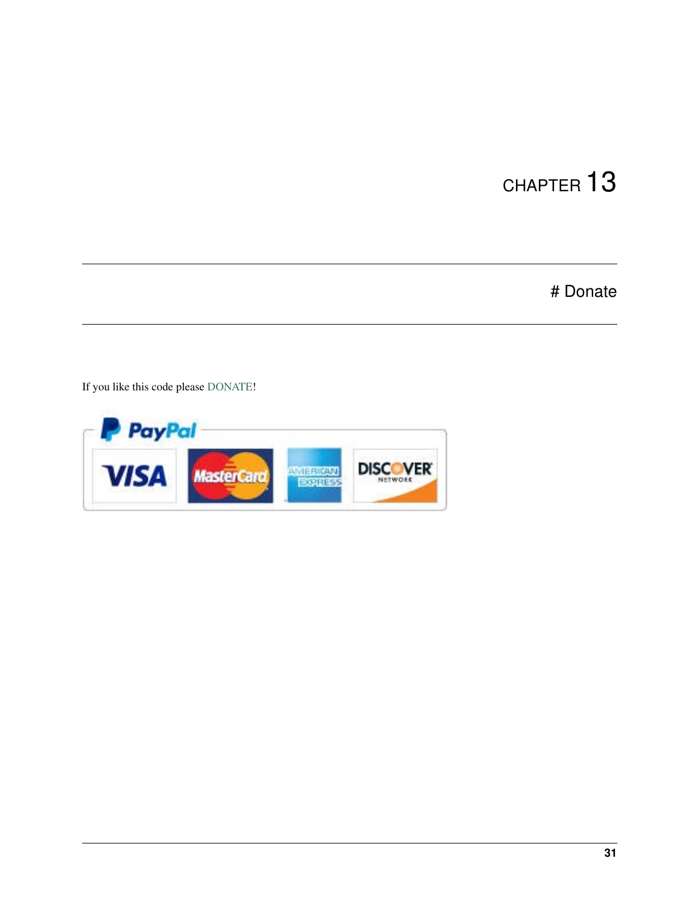# CHAPTER 13

# Donate

If you like this code please DONATE!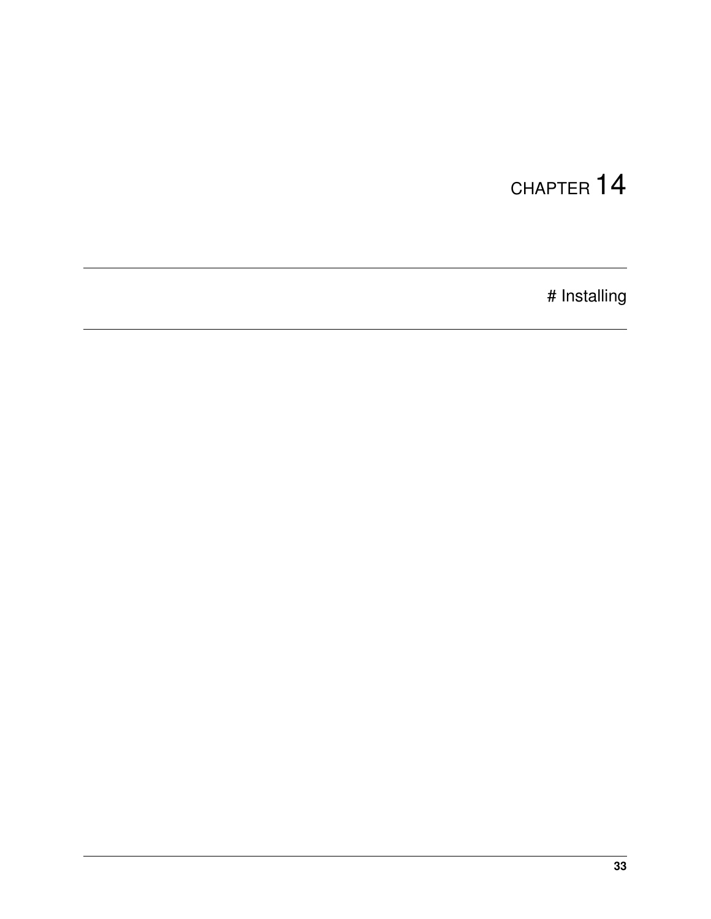# CHAPTER 14

# Installing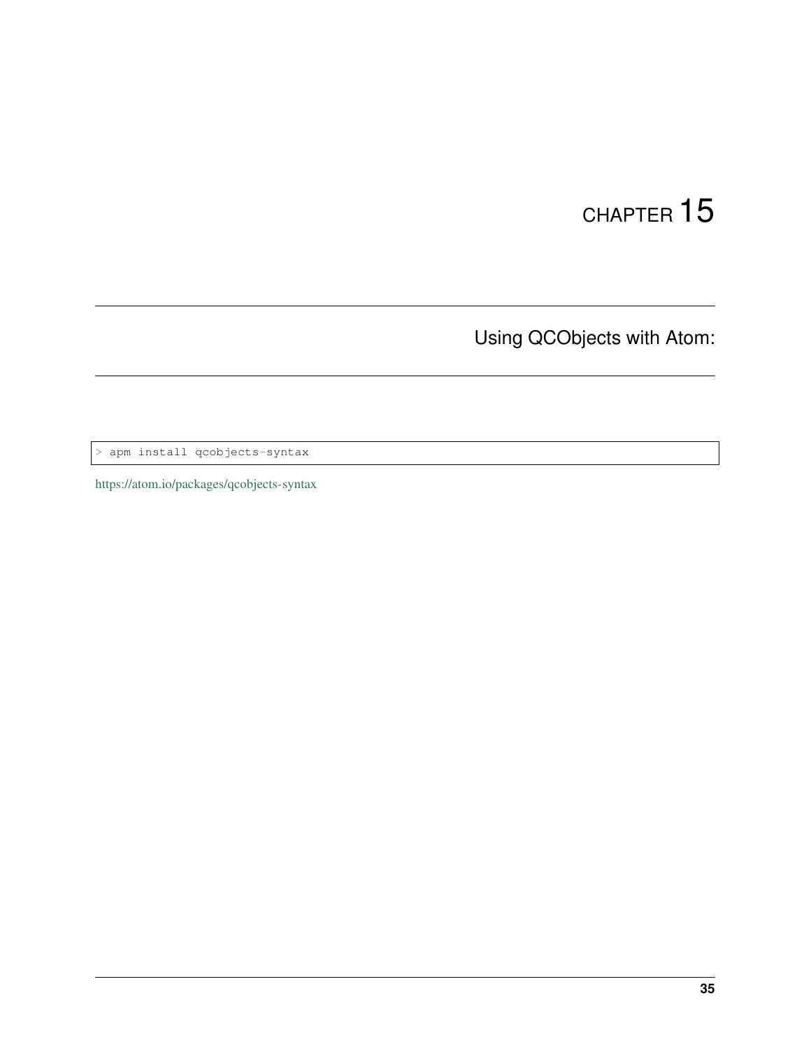# CHAPTER 15

## Using QCObjects with Atom:

```
> apm install qcobjects-syntax
```

https://atom.io/packages/qcobjects-syntax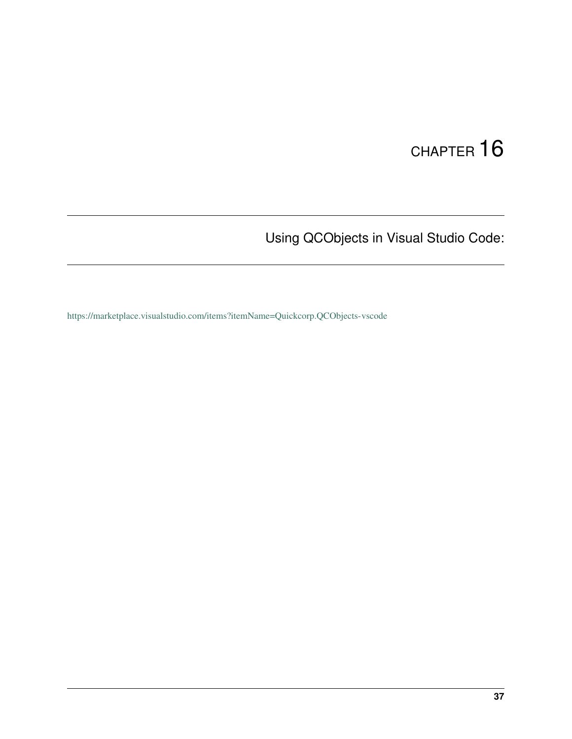# CHAPTER 16

## Using QCObjects in Visual Studio Code:

https://marketplace.visualstudio.com/items?itemName=Quickcorp.QCObjects-vscode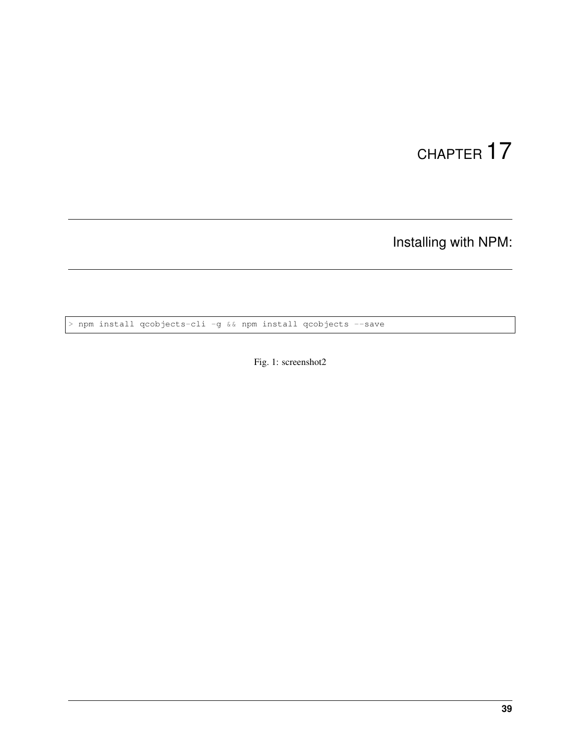# CHAPTER 17

## Installing with NPM:

```
> npm install qcobjects-cli -g && npm install qcobjects --save
```

Fig. 1: screenshot2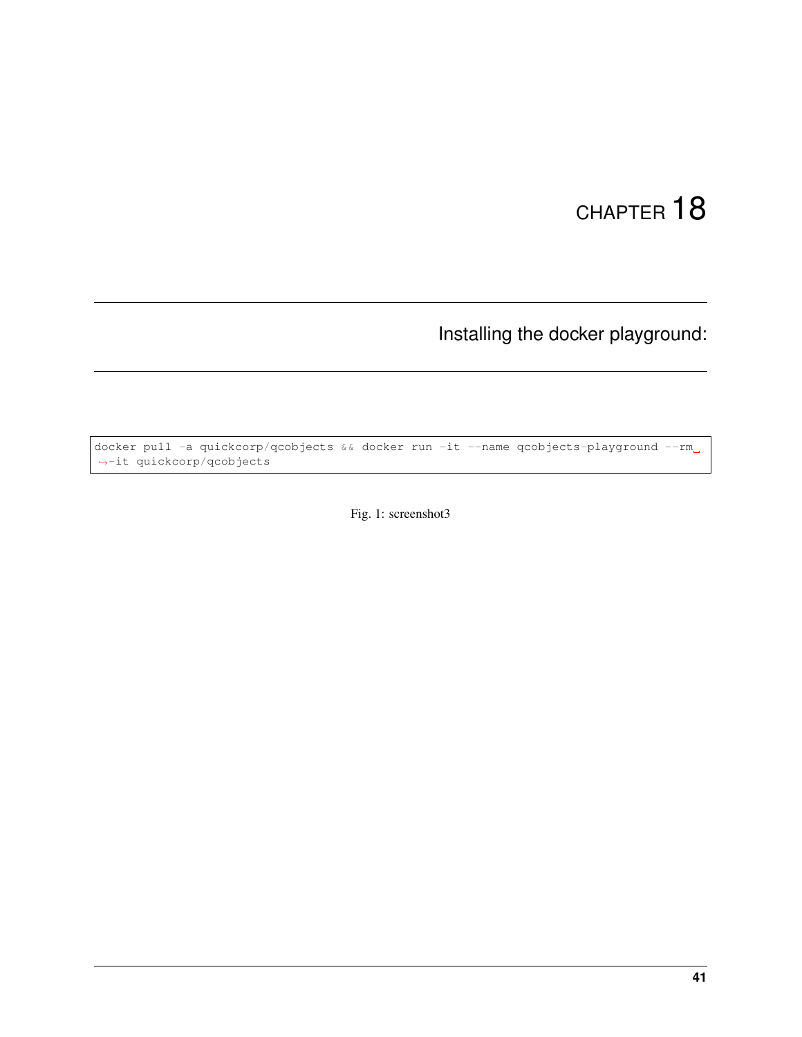# CHAPTER 18

## Installing the docker playground:

```
docker pull -a quickcorp/qcobjects && docker run -it --name qcobjects-playground --rm -it quickcorp/qcobjects
```

Fig. 1: screenshot3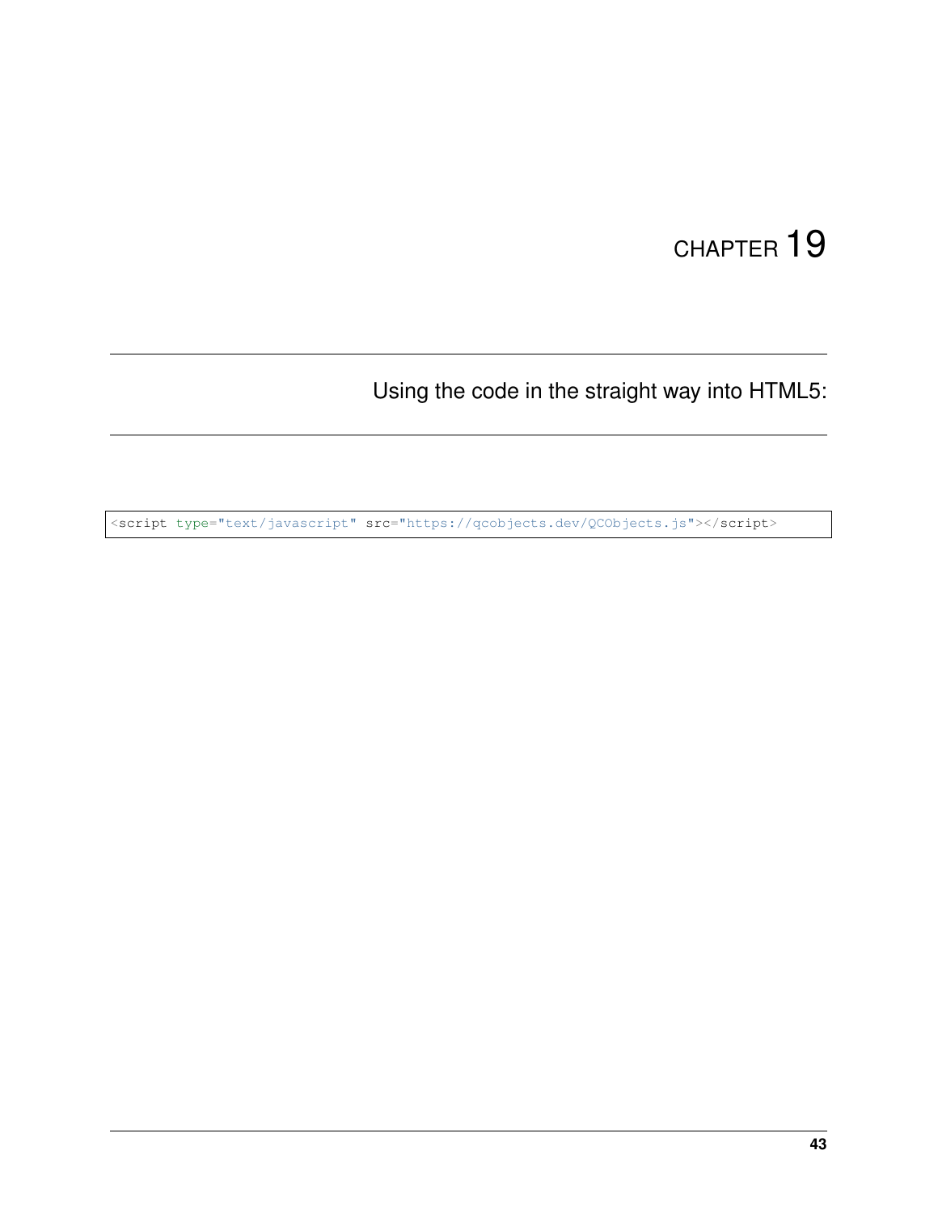# CHAPTER 19

## Using the code in the straight way into HTML5:

```
<script type="text/javascript" src="https://qcobjects.dev/QCObjects.js"></script>
```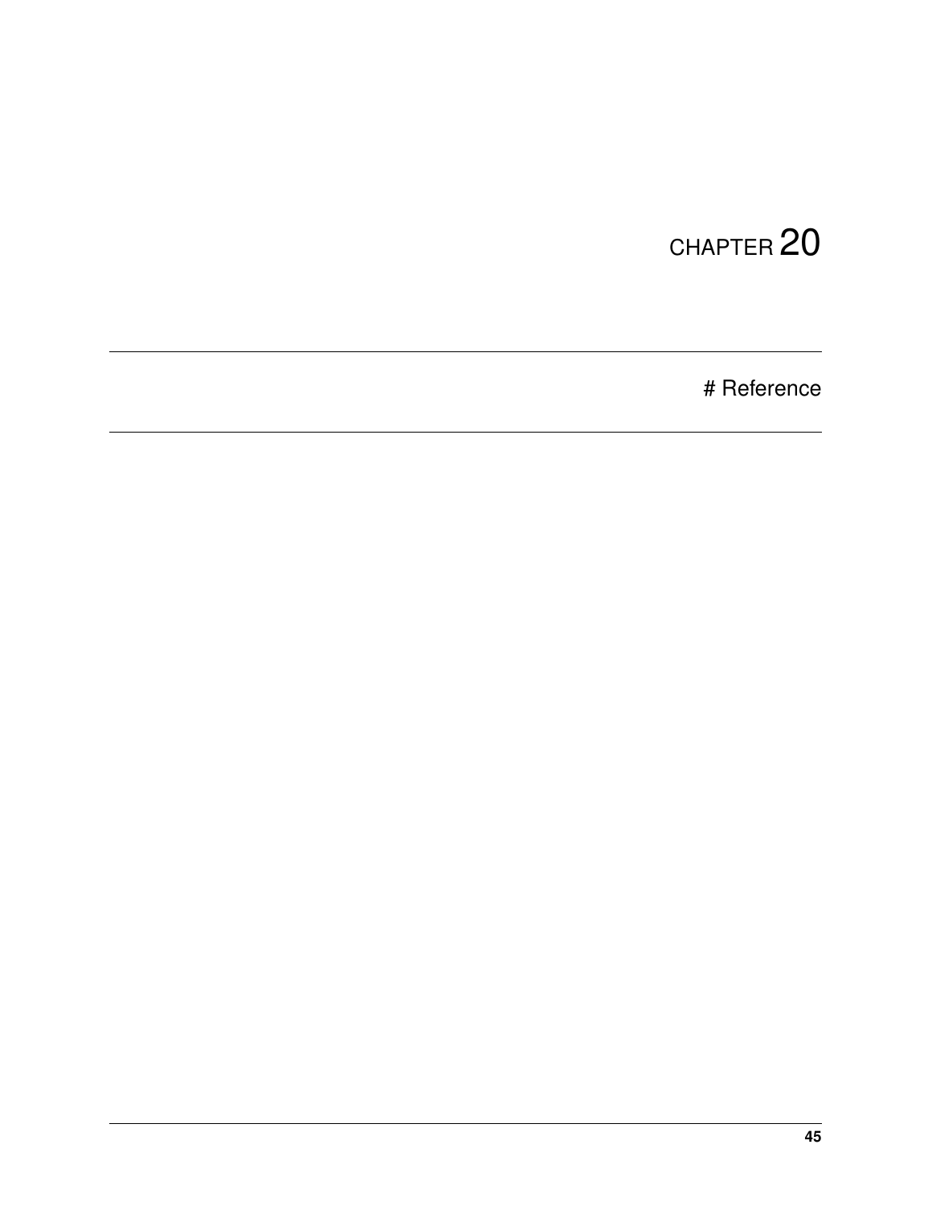# CHAPTER 20

# Reference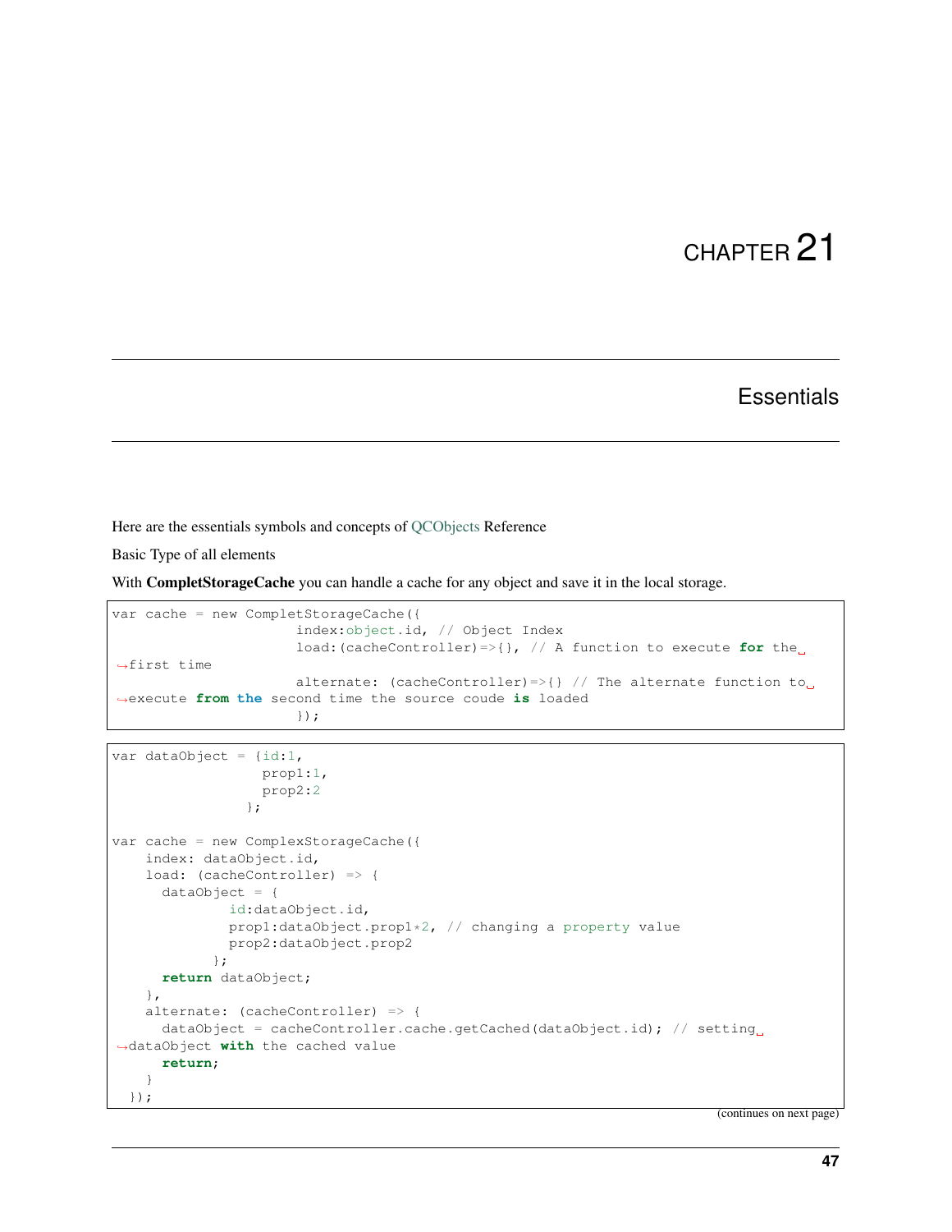# CHAPTER 21

## Essentials

Here are the essentials symbols and concepts of QCObjects Reference

Basic Type of all elements

With **CompletStorageCache** you can handle a cache for any object and save it in the local storage.

```
var cache = new CompletStorageCache({
                    index:object.id, // Object Index
                    load:(cacheController)=>{}, // A function to execute for the first time
                    alternate: (cacheController)=>{} // The alternate function to execute from the second time the source coude is loaded
                    });
```

```
var dataObject = {id:1,
                  prop1:1,
                  prop2:2
                };

var cache = new ComplexStorageCache({
    index: dataObject.id,
    load: (cacheController) => {
      dataObject = {
              id:dataObject.id,
              prop1:dataObject.prop1*2, // changing a property value
              prop2:dataObject.prop2
            };
      return dataObject;
    },
    alternate: (cacheController) => {
      dataObject = cacheController.cache.getCached(dataObject.id); // setting dataObject with the cached value
      return;
    }
  });
```

(continues on next page)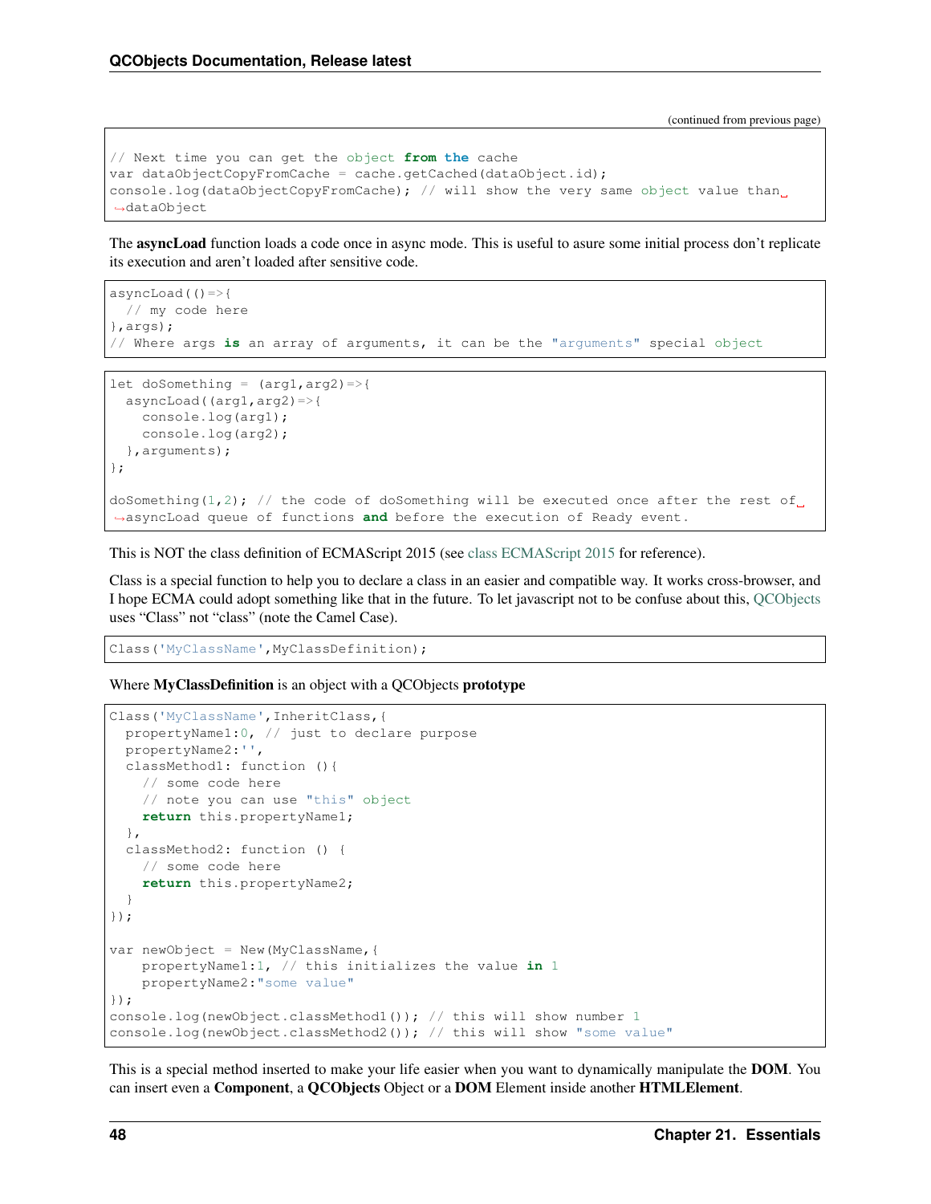(continued from previous page)

```
// Next time you can get the object from the cache
var dataObjectCopyFromCache = cache.getCached(dataObject.id);
console.log(dataObjectCopyFromCache); // will show the very same object value than dataObject
```

The **asyncLoad** function loads a code once in async mode. This is useful to asure some initial process don't replicate its execution and aren't loaded after sensitive code.

```
asyncLoad(()=>{
  // my code here
},args);
// Where args is an array of arguments, it can be the "arguments" special object
```

```
let doSomething = (arg1,arg2)=>{
  asyncLoad((arg1,arg2)=>{
    console.log(arg1);
    console.log(arg2);
  },arguments);
};

doSomething(1,2); // the code of doSomething will be executed once after the rest of asyncLoad queue of functions and before the execution of Ready event.
```

This is NOT the class definition of ECMAScript 2015 (see class ECMAScript 2015 for reference).

Class is a special function to help you to declare a class in an easier and compatible way. It works cross-browser, and I hope ECMA could adopt something like that in the future. To let javascript not to be confuse about this, QCObjects uses "Class" not "class" (note the Camel Case).

```
Class('MyClassName',MyClassDefinition);
```

Where **MyClassDefinition** is an object with a QCObjects **prototype**

```
Class('MyClassName',InheritClass,{
  propertyName1:0, // just to declare purpose
  propertyName2:'',
  classMethod1: function (){
    // some code here
    // note you can use "this" object
    return this.propertyName1;
  },
  classMethod2: function () {
    // some code here
    return this.propertyName2;
  }
});

var newObject = New(MyClassName,{
    propertyName1:1, // this initializes the value in 1
    propertyName2:"some value"
});
console.log(newObject.classMethod1()); // this will show number 1
console.log(newObject.classMethod2()); // this will show "some value"
```

This is a special method inserted to make your life easier when you want to dynamically manipulate the **DOM**. You can insert even a **Component**, a **QCObjects** Object or a **DOM** Element inside another **HTMLElement**.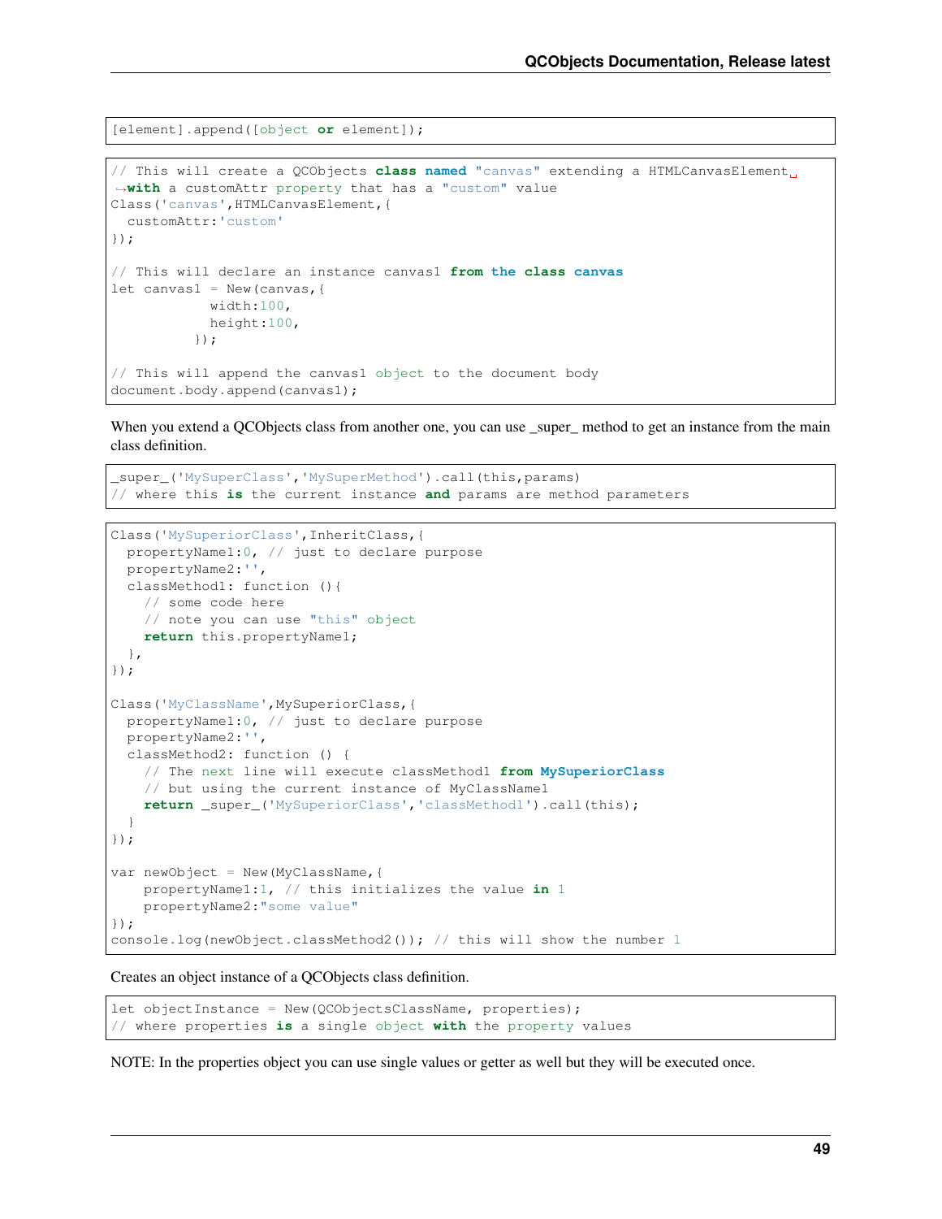```
[element].append([object or element]);
```

```
// This will create a QCObjects class named "canvas" extending a HTMLCanvasElement with a customAttr property that has a "custom" value
Class('canvas',HTMLCanvasElement,{
  customAttr:'custom'
});

// This will declare an instance canvas1 from the class canvas
let canvas1 = New(canvas,{
            width:100,
            height:100,
          });

// This will append the canvas1 object to the document body
document.body.append(canvas1);
```

When you extend a QCObjects class from another one, you can use _super_ method to get an instance from the main class definition.

```
_super_('MySuperClass','MySuperMethod').call(this,params)
// where this is the current instance and params are method parameters
```

```
Class('MySuperiorClass',InheritClass,{
  propertyName1:0, // just to declare purpose
  propertyName2:'',
  classMethod1: function (){
    // some code here
    // note you can use "this" object
    return this.propertyName1;
  },
});

Class('MyClassName',MySuperiorClass,{
  propertyName1:0, // just to declare purpose
  propertyName2:'',
  classMethod2: function () {
    // The next line will execute classMethod1 from MySuperiorClass
    // but using the current instance of MyClassName1
    return _super_('MySuperiorClass','classMethod1').call(this);
  }
});

var newObject = New(MyClassName,{
    propertyName1:1, // this initializes the value in 1
    propertyName2:"some value"
});
console.log(newObject.classMethod2()); // this will show the number 1
```

Creates an object instance of a QCObjects class definition.

```
let objectInstance = New(QCObjectsClassName, properties);
// where properties is a single object with the property values
```

NOTE: In the properties object you can use single values or getter as well but they will be executed once.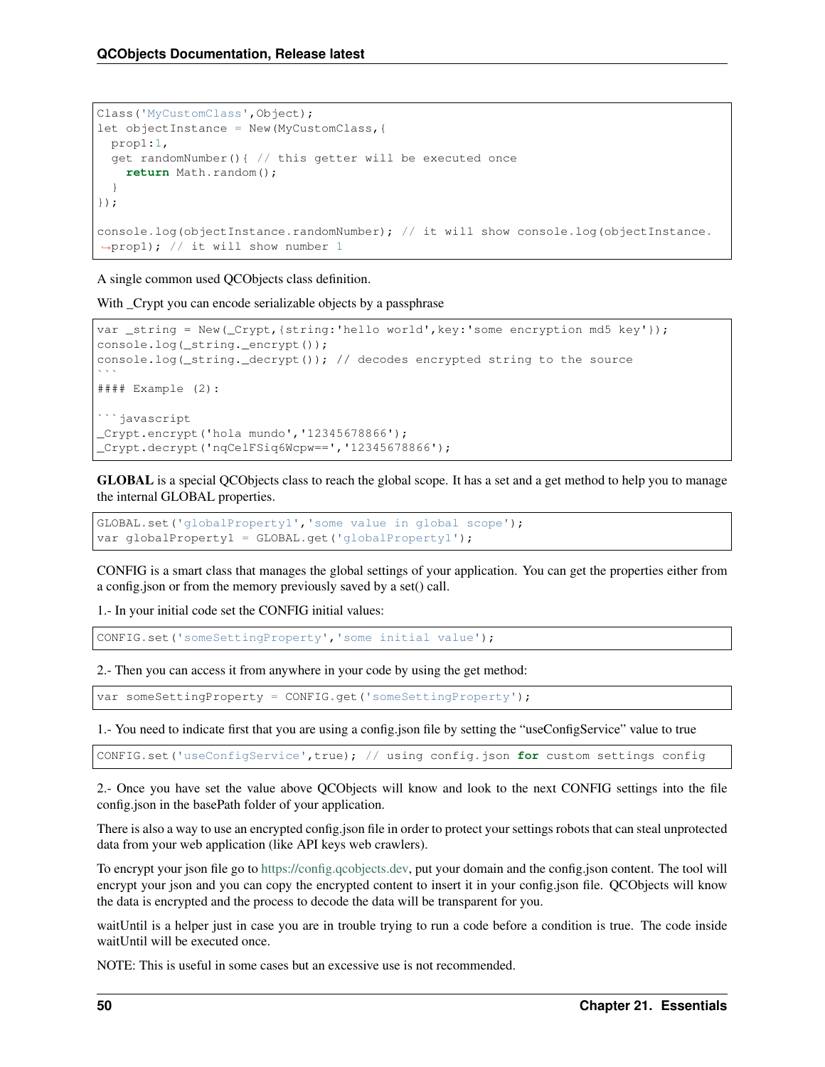```
Class('MyCustomClass',Object);
let objectInstance = New(MyCustomClass,{
  prop1:1,
  get randomNumber(){ // this getter will be executed once
    return Math.random();
  }
});

console.log(objectInstance.randomNumber); // it will show console.log(objectInstance.prop1); // it will show number 1
```

A single common used QCObjects class definition.

With _Crypt you can encode serializable objects by a passphrase

```
var _string = New(_Crypt,{string:'hello world',key:'some encryption md5 key'});
console.log(_string._encrypt());
console.log(_string._decrypt()); // decodes encrypted string to the source
```
#### Example (2):

```javascript
_Crypt.encrypt('hola mundo','12345678866');
_Crypt.decrypt('nqCelFSiq6Wcpw==','12345678866');
```

**GLOBAL** is a special QCObjects class to reach the global scope. It has a set and a get method to help you to manage the internal GLOBAL properties.

```
GLOBAL.set('globalProperty1','some value in global scope');
var globalProperty1 = GLOBAL.get('globalProperty1');
```

CONFIG is a smart class that manages the global settings of your application. You can get the properties either from a config.json or from the memory previously saved by a set() call.

1.- In your initial code set the CONFIG initial values:

```
CONFIG.set('someSettingProperty','some initial value');
```

2.- Then you can access it from anywhere in your code by using the get method:

```
var someSettingProperty = CONFIG.get('someSettingProperty');
```

1.- You need to indicate first that you are using a config.json file by setting the "useConfigService" value to true

```
CONFIG.set('useConfigService',true); // using config.json for custom settings config
```

2.- Once you have set the value above QCObjects will know and look to the next CONFIG settings into the file config.json in the basePath folder of your application.

There is also a way to use an encrypted config.json file in order to protect your settings robots that can steal unprotected data from your web application (like API keys web crawlers).

To encrypt your json file go to https://config.qcobjects.dev, put your domain and the config.json content. The tool will encrypt your json and you can copy the encrypted content to insert it in your config.json file. QCObjects will know the data is encrypted and the process to decode the data will be transparent for you.

waitUntil is a helper just in case you are in trouble trying to run a code before a condition is true. The code inside waitUntil will be executed once.

NOTE: This is useful in some cases but an excessive use is not recommended.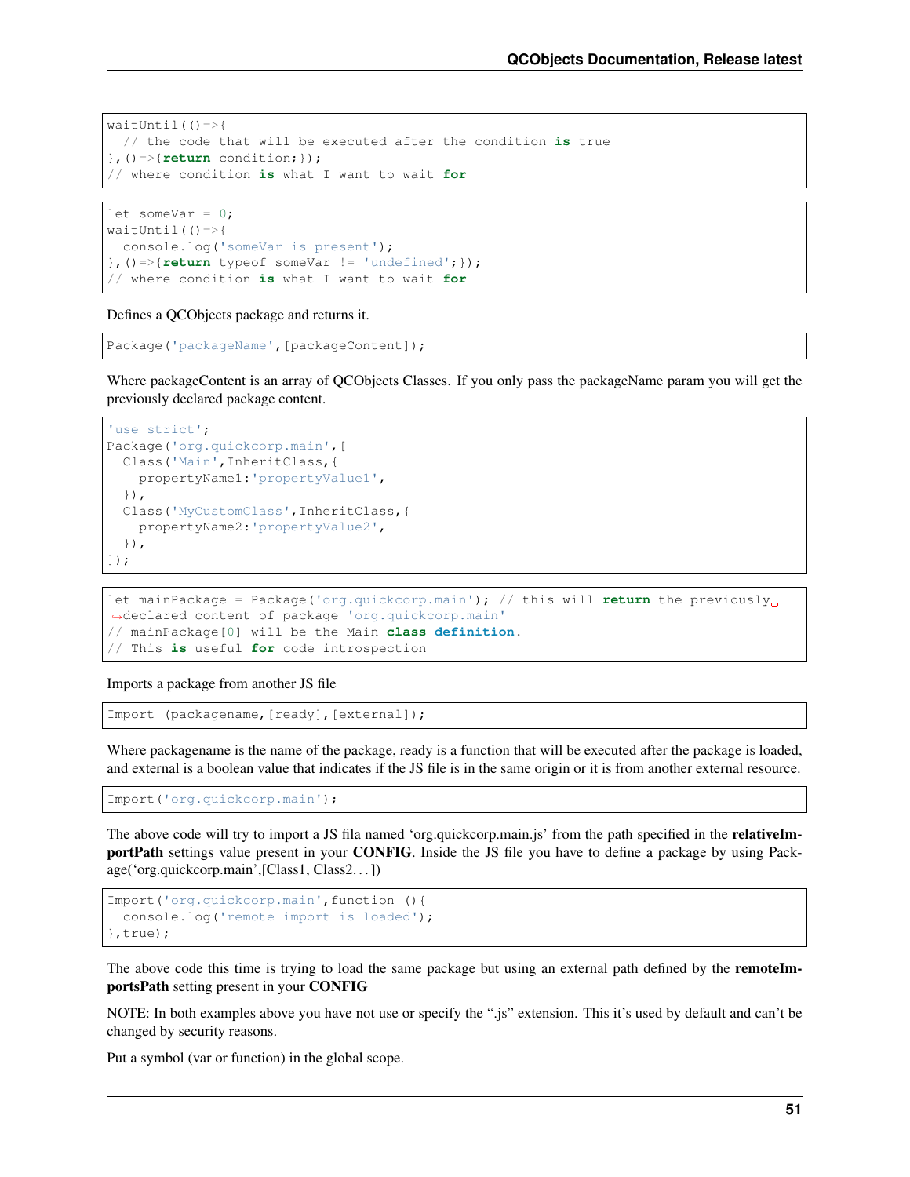```
waitUntil(()=>{
  // the code that will be executed after the condition is true
},()=>{return condition;});
// where condition is what I want to wait for
```

```
let someVar = 0;
waitUntil(()=>{
  console.log('someVar is present');
},()=>{return typeof someVar != 'undefined';});
// where condition is what I want to wait for
```

Defines a QCObjects package and returns it.

```
Package('packageName',[packageContent]);
```

Where packageContent is an array of QCObjects Classes. If you only pass the packageName param you will get the previously declared package content.

```
'use strict';
Package('org.quickcorp.main',[
  Class('Main',InheritClass,{
    propertyName1:'propertyValue1',
  }),
  Class('MyCustomClass',InheritClass,{
    propertyName2:'propertyValue2',
  }),
]);
```

```
let mainPackage = Package('org.quickcorp.main'); // this will return the previously declared content of package 'org.quickcorp.main'
// mainPackage[0] will be the Main class definition.
// This is useful for code introspection
```

Imports a package from another JS file

```
Import (packagename,[ready],[external]);
```

Where packagename is the name of the package, ready is a function that will be executed after the package is loaded, and external is a boolean value that indicates if the JS file is in the same origin or it is from another external resource.

```
Import('org.quickcorp.main');
```

The above code will try to import a JS fila named 'org.quickcorp.main.js' from the path specified in the **relativeImportPath** settings value present in your **CONFIG**. Inside the JS file you have to define a package by using Package('org.quickcorp.main',[Class1, Class2...])

```
Import('org.quickcorp.main',function (){
  console.log('remote import is loaded');
},true);
```

The above code this time is trying to load the same package but using an external path defined by the **remoteImportsPath** setting present in your **CONFIG**

NOTE: In both examples above you have not use or specify the ".js" extension. This it's used by default and can't be changed by security reasons.

Put a symbol (var or function) in the global scope.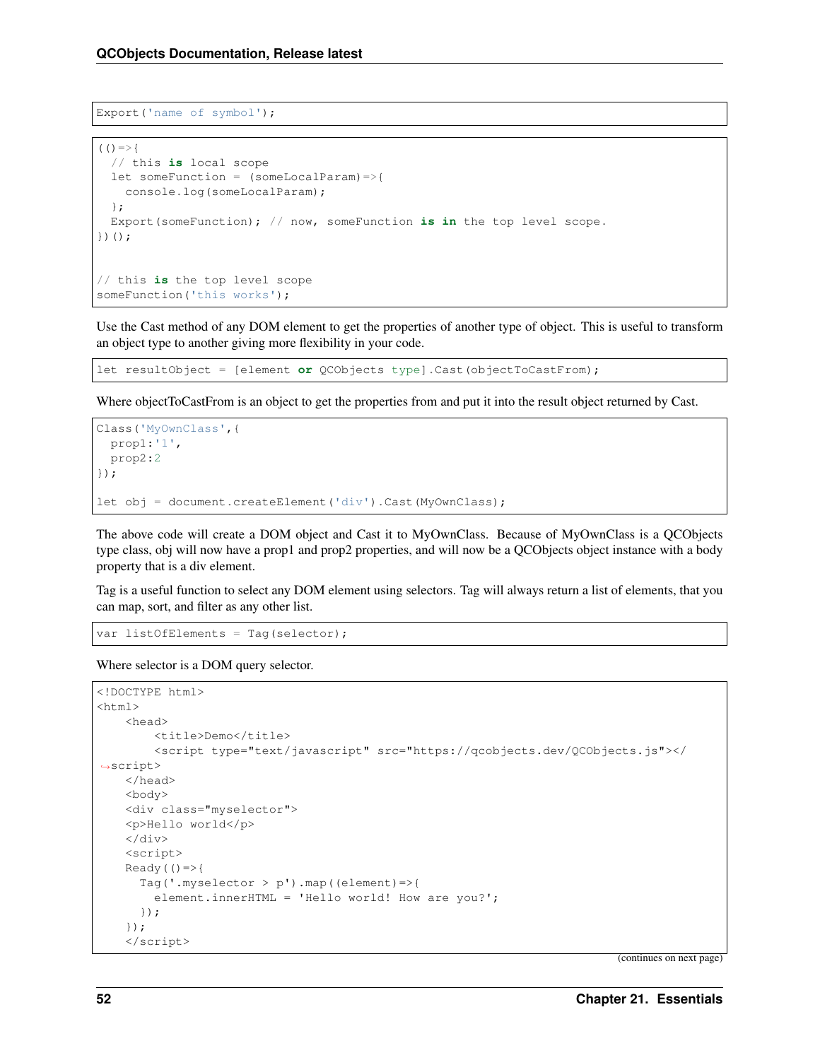```
Export('name of symbol');
```

```
(()=>{
  // this is local scope
  let someFunction = (someLocalParam)=>{
    console.log(someLocalParam);
  };
  Export(someFunction); // now, someFunction is in the top level scope.
})();


// this is the top level scope
someFunction('this works');
```

Use the Cast method of any DOM element to get the properties of another type of object. This is useful to transform an object type to another giving more flexibility in your code.

```
let resultObject = [element or QCObjects type].Cast(objectToCastFrom);
```

Where objectToCastFrom is an object to get the properties from and put it into the result object returned by Cast.

```
Class('MyOwnClass',{
  prop1:'1',
  prop2:2
});

let obj = document.createElement('div').Cast(MyOwnClass);
```

The above code will create a DOM object and Cast it to MyOwnClass. Because of MyOwnClass is a QCObjects type class, obj will now have a prop1 and prop2 properties, and will now be a QCObjects object instance with a body property that is a div element.

Tag is a useful function to select any DOM element using selectors. Tag will always return a list of elements, that you can map, sort, and filter as any other list.

```
var listOfElements = Tag(selector);
```

Where selector is a DOM query selector.

```
<!DOCTYPE html>
<html>
    <head>
        <title>Demo</title>
        <script type="text/javascript" src="https://qcobjects.dev/QCObjects.js"></
→script>
    </head>
    <body>
    <div class="myselector">
    <p>Hello world</p>
    </div>
    <script>
    Ready(()=>{
      Tag('.myselector > p').map((element)=>{
        element.innerHTML = 'Hello world! How are you?';
      });
    });
    </script>
```

(continues on next page)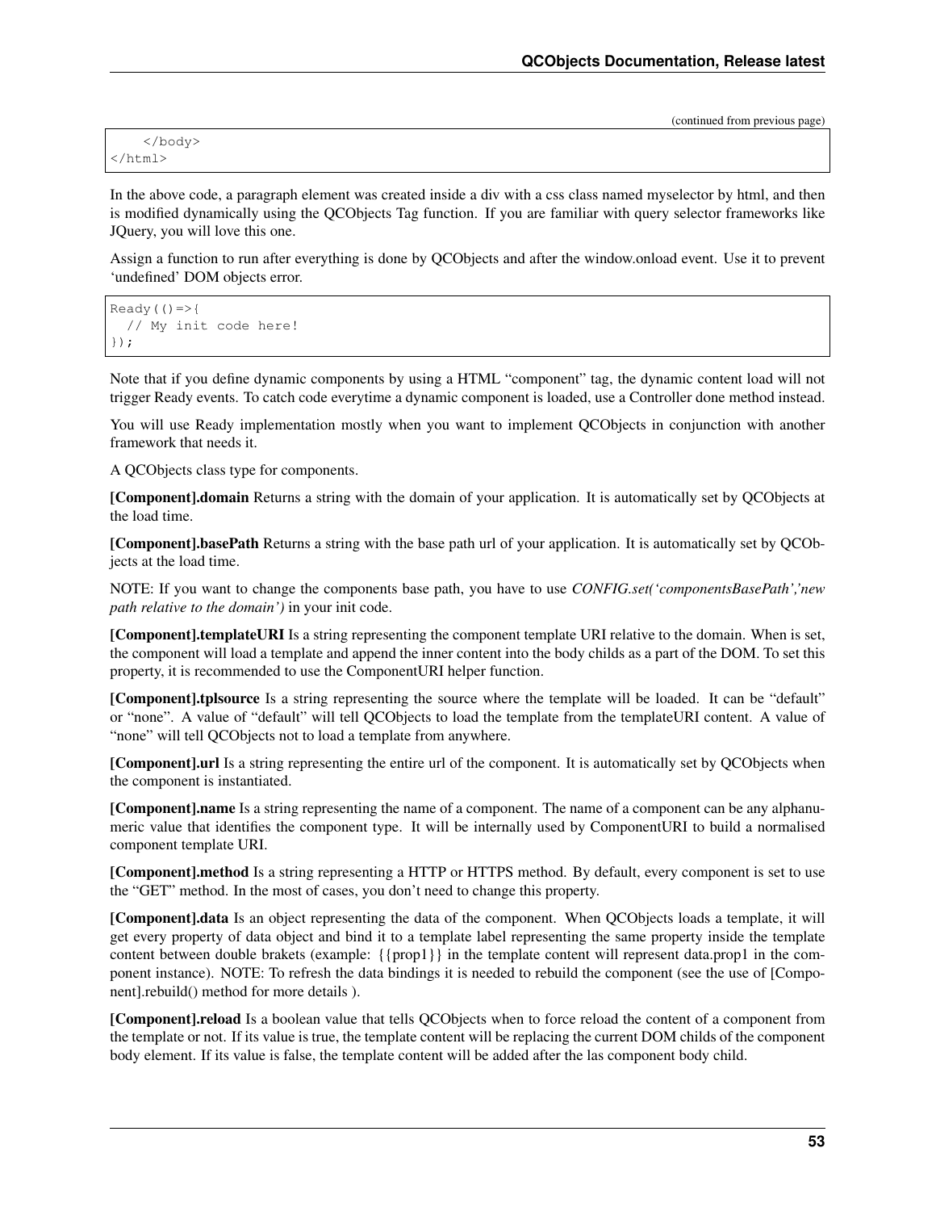(continued from previous page)

```
    </body>
</html>
```

In the above code, a paragraph element was created inside a div with a css class named myselector by html, and then is modified dynamically using the QCObjects Tag function. If you are familiar with query selector frameworks like JQuery, you will love this one.

Assign a function to run after everything is done by QCObjects and after the window.onload event. Use it to prevent 'undefined' DOM objects error.

```
Ready(()=>{
  // My init code here!
});
```

Note that if you define dynamic components by using a HTML "component" tag, the dynamic content load will not trigger Ready events. To catch code everytime a dynamic component is loaded, use a Controller done method instead.

You will use Ready implementation mostly when you want to implement QCObjects in conjunction with another framework that needs it.

A QCObjects class type for components.

**[Component].domain** Returns a string with the domain of your application. It is automatically set by QCObjects at the load time.

**[Component].basePath** Returns a string with the base path url of your application. It is automatically set by QCObjects at the load time.

NOTE: If you want to change the components base path, you have to use *CONFIG.set('componentsBasePath','new path relative to the domain')* in your init code.

**[Component].templateURI** Is a string representing the component template URI relative to the domain. When is set, the component will load a template and append the inner content into the body childs as a part of the DOM. To set this property, it is recommended to use the ComponentURI helper function.

**[Component].tplsource** Is a string representing the source where the template will be loaded. It can be "default" or "none". A value of "default" will tell QCObjects to load the template from the templateURI content. A value of "none" will tell QCObjects not to load a template from anywhere.

**[Component].url** Is a string representing the entire url of the component. It is automatically set by QCObjects when the component is instantiated.

**[Component].name** Is a string representing the name of a component. The name of a component can be any alphanumeric value that identifies the component type. It will be internally used by ComponentURI to build a normalised component template URI.

**[Component].method** Is a string representing a HTTP or HTTPS method. By default, every component is set to use the "GET" method. In the most of cases, you don't need to change this property.

**[Component].data** Is an object representing the data of the component. When QCObjects loads a template, it will get every property of data object and bind it to a template label representing the same property inside the template content between double brakets (example: {{prop1}} in the template content will represent data.prop1 in the component instance). NOTE: To refresh the data bindings it is needed to rebuild the component (see the use of [Component].rebuild() method for more details ).

**[Component].reload** Is a boolean value that tells QCObjects when to force reload the content of a component from the template or not. If its value is true, the template content will be replacing the current DOM childs of the component body element. If its value is false, the template content will be added after the las component body child.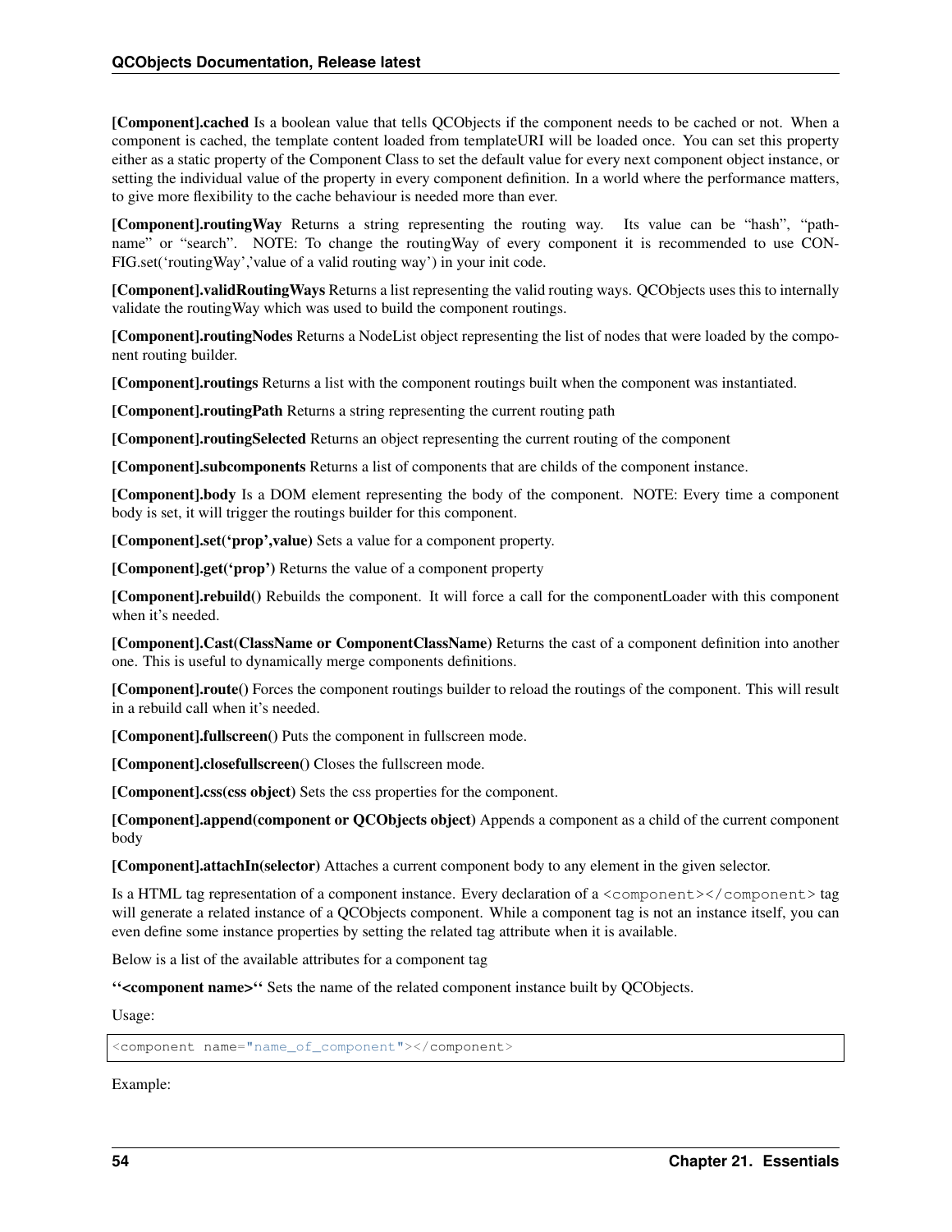**[Component].cached** Is a boolean value that tells QCObjects if the component needs to be cached or not. When a component is cached, the template content loaded from templateURI will be loaded once. You can set this property either as a static property of the Component Class to set the default value for every next component object instance, or setting the individual value of the property in every component definition. In a world where the performance matters, to give more flexibility to the cache behaviour is needed more than ever.

**[Component].routingWay** Returns a string representing the routing way. Its value can be "hash", "pathname" or "search". NOTE: To change the routingWay of every component it is recommended to use CONFIG.set('routingWay','value of a valid routing way') in your init code.

**[Component].validRoutingWays** Returns a list representing the valid routing ways. QCObjects uses this to internally validate the routingWay which was used to build the component routings.

**[Component].routingNodes** Returns a NodeList object representing the list of nodes that were loaded by the component routing builder.

**[Component].routings** Returns a list with the component routings built when the component was instantiated.

**[Component].routingPath** Returns a string representing the current routing path

**[Component].routingSelected** Returns an object representing the current routing of the component

**[Component].subcomponents** Returns a list of components that are childs of the component instance.

**[Component].body** Is a DOM element representing the body of the component. NOTE: Every time a component body is set, it will trigger the routings builder for this component.

**[Component].set('prop',value)** Sets a value for a component property.

**[Component].get('prop')** Returns the value of a component property

**[Component].rebuild()** Rebuilds the component. It will force a call for the componentLoader with this component when it's needed.

**[Component].Cast(ClassName or ComponentClassName)** Returns the cast of a component definition into another one. This is useful to dynamically merge components definitions.

**[Component].route()** Forces the component routings builder to reload the routings of the component. This will result in a rebuild call when it's needed.

**[Component].fullscreen()** Puts the component in fullscreen mode.

**[Component].closefullscreen()** Closes the fullscreen mode.

**[Component].css(css object)** Sets the css properties for the component.

**[Component].append(component or QCObjects object)** Appends a component as a child of the current component body

**[Component].attachIn(selector)** Attaches a current component body to any element in the given selector.

Is a HTML tag representation of a component instance. Every declaration of a `<component></component>` tag will generate a related instance of a QCObjects component. While a component tag is not an instance itself, you can even define some instance properties by setting the related tag attribute when it is available.

Below is a list of the available attributes for a component tag

**''<component name>''** Sets the name of the related component instance built by QCObjects.

Usage:

```
<component name="name_of_component"></component>
```

Example: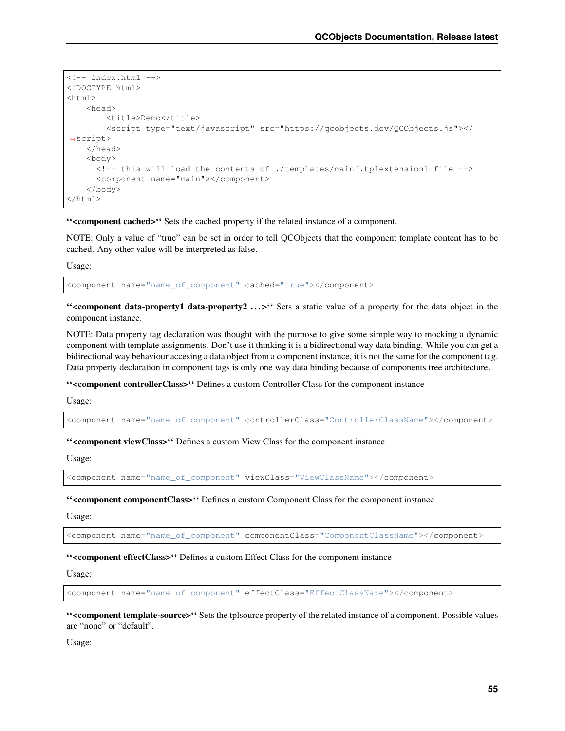```
<!-- index.html -->
<!DOCTYPE html>
<html>
    <head>
        <title>Demo</title>
        <script type="text/javascript" src="https://qcobjects.dev/QCObjects.js"></script>
    </head>
    <body>
      <!-- this will load the contents of ./templates/main[.tplextension] file -->
      <component name="main"></component>
    </body>
</html>
```

**‘‘<component cached>‘‘** Sets the cached property if the related instance of a component.

NOTE: Only a value of “true” can be set in order to tell QCObjects that the component template content has to be cached. Any other value will be interpreted as false.

Usage:

```
<component name="name_of_component" cached="true"></component>
```

**‘‘<component data-property1 data-property2 . . . >‘‘** Sets a static value of a property for the data object in the component instance.

NOTE: Data property tag declaration was thought with the purpose to give some simple way to mocking a dynamic component with template assignments. Don’t use it thinking it is a bidirectional way data binding. While you can get a bidirectional way behaviour accesing a data object from a component instance, it is not the same for the component tag. Data property declaration in component tags is only one way data binding because of components tree architecture.

**‘‘<component controllerClass>‘‘** Defines a custom Controller Class for the component instance

Usage:

```
<component name="name_of_component" controllerClass="ControllerClassName"></component>
```

**‘‘<component viewClass>‘‘** Defines a custom View Class for the component instance

Usage:

```
<component name="name_of_component" viewClass="ViewClassName"></component>
```

**‘‘<component componentClass>‘‘** Defines a custom Component Class for the component instance

Usage:

```
<component name="name_of_component" componentClass="ComponentClassName"></component>
```

**‘‘<component effectClass>‘‘** Defines a custom Effect Class for the component instance

Usage:

```
<component name="name_of_component" effectClass="EffectClassName"></component>
```

**‘‘<component template-source>‘‘** Sets the tplsource property of the related instance of a component. Possible values are “none” or “default”.

Usage: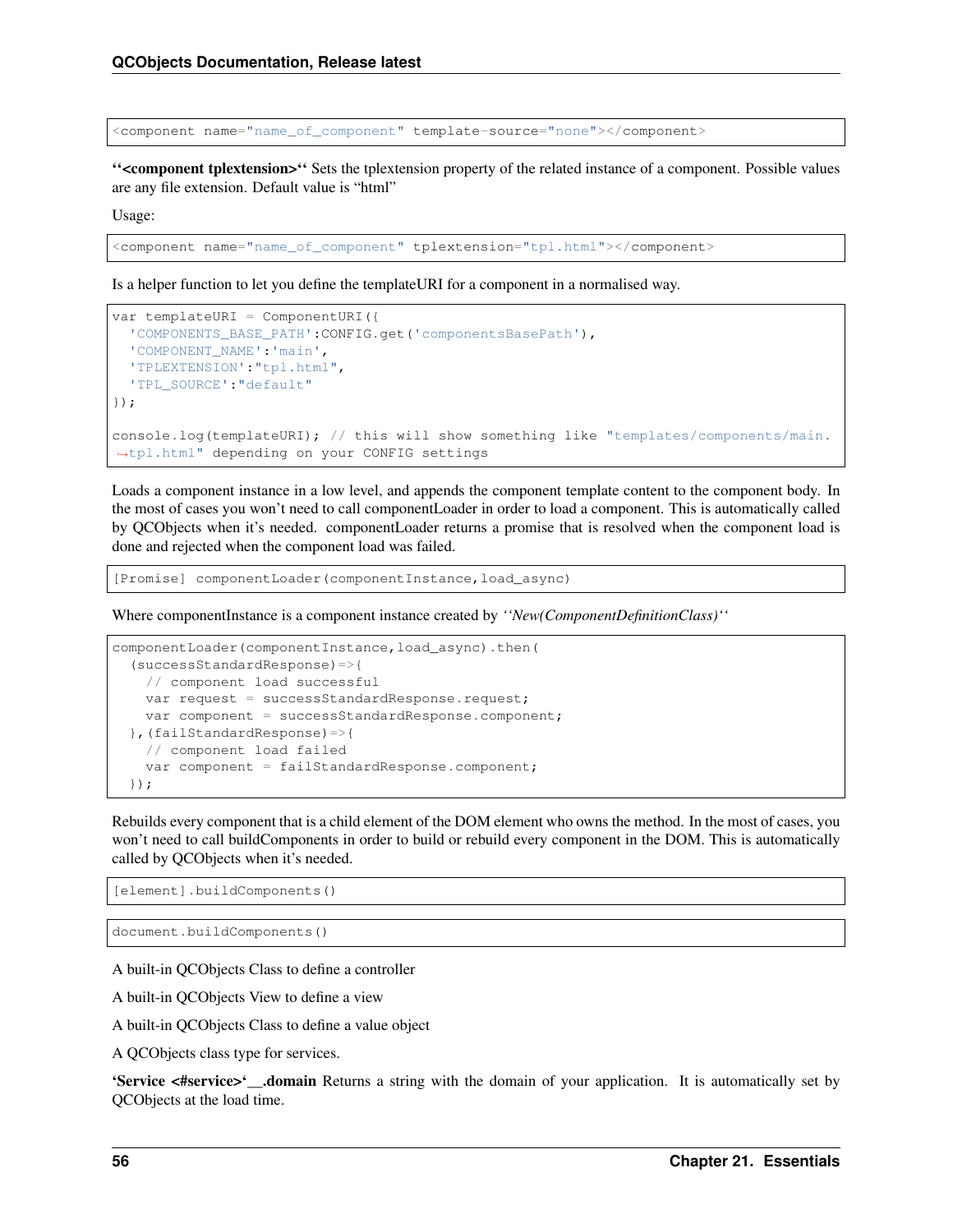```
<component name="name_of_component" template-source="none"></component>
```

**‘‘<component tplextension>‘‘** Sets the tplextension property of the related instance of a component. Possible values are any file extension. Default value is “html”

Usage:

```
<component name="name_of_component" tplextension="tpl.html"></component>
```

Is a helper function to let you define the templateURI for a component in a normalised way.

```
var templateURI = ComponentURI({
  'COMPONENTS_BASE_PATH':CONFIG.get('componentsBasePath'),
  'COMPONENT_NAME':'main',
  'TPLEXTENSION':"tpl.html",
  'TPL_SOURCE':"default"
});

console.log(templateURI); // this will show something like "templates/components/main.tpl.html" depending on your CONFIG settings
```

Loads a component instance in a low level, and appends the component template content to the component body. In the most of cases you won’t need to call componentLoader in order to load a component. This is automatically called by QCObjects when it’s needed. componentLoader returns a promise that is resolved when the component load is done and rejected when the component load was failed.

```
[Promise] componentLoader(componentInstance,load_async)
```

Where componentInstance is a component instance created by *‘‘New(ComponentDefinitionClass)‘‘*

```
componentLoader(componentInstance,load_async).then(
  (successStandardResponse)=>{
    // component load successful
    var request = successStandardResponse.request;
    var component = successStandardResponse.component;
  },(failStandardResponse)=>{
    // component load failed
    var component = failStandardResponse.component;
  });
```

Rebuilds every component that is a child element of the DOM element who owns the method. In the most of cases, you won’t need to call buildComponents in order to build or rebuild every component in the DOM. This is automatically called by QCObjects when it’s needed.

```
[element].buildComponents()
```

```
document.buildComponents()
```

A built-in QCObjects Class to define a controller

A built-in QCObjects View to define a view

A built-in QCObjects Class to define a value object

A QCObjects class type for services.

**‘Service <#service>‘__.domain** Returns a string with the domain of your application. It is automatically set by QCObjects at the load time.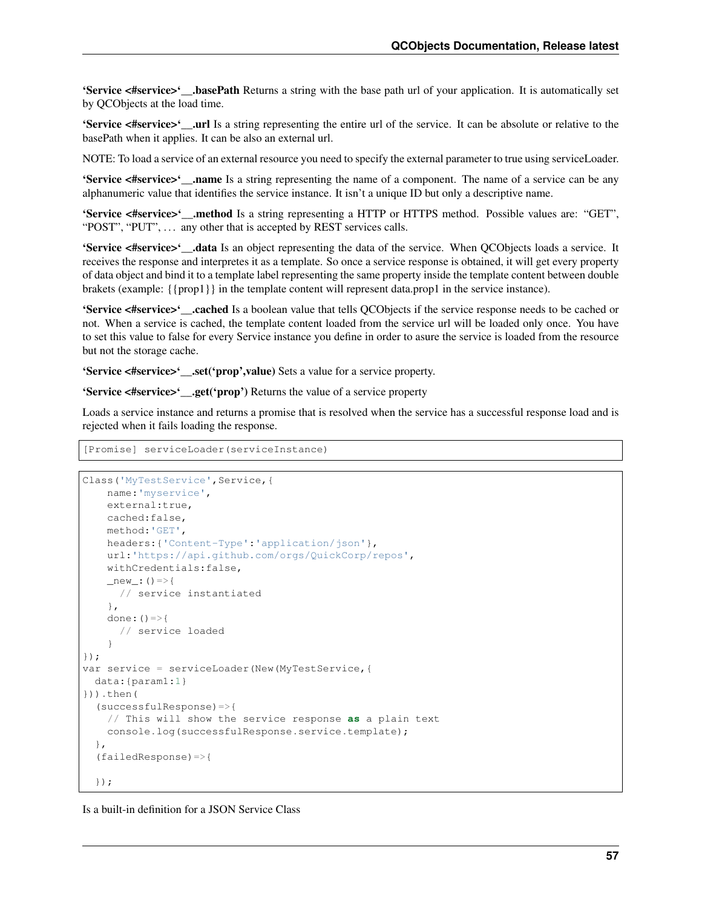**'Service <#service>'__.basePath** Returns a string with the base path url of your application. It is automatically set by QCObjects at the load time.

**'Service <#service>'__.url** Is a string representing the entire url of the service. It can be absolute or relative to the basePath when it applies. It can be also an external url.

NOTE: To load a service of an external resource you need to specify the external parameter to true using serviceLoader.

**'Service <#service>'__.name** Is a string representing the name of a component. The name of a service can be any alphanumeric value that identifies the service instance. It isn't a unique ID but only a descriptive name.

**'Service <#service>'__.method** Is a string representing a HTTP or HTTPS method. Possible values are: "GET", "POST", "PUT", … any other that is accepted by REST services calls.

**'Service <#service>'__.data** Is an object representing the data of the service. When QCObjects loads a service. It receives the response and interpretes it as a template. So once a service response is obtained, it will get every property of data object and bind it to a template label representing the same property inside the template content between double brakets (example: {{prop1}} in the template content will represent data.prop1 in the service instance).

**'Service <#service>'__.cached** Is a boolean value that tells QCObjects if the service response needs to be cached or not. When a service is cached, the template content loaded from the service url will be loaded only once. You have to set this value to false for every Service instance you define in order to asure the service is loaded from the resource but not the storage cache.

**'Service <#service>'__.set('prop',value)** Sets a value for a service property.

**'Service <#service>'__.get('prop')** Returns the value of a service property

Loads a service instance and returns a promise that is resolved when the service has a successful response load and is rejected when it fails loading the response.

```
[Promise] serviceLoader(serviceInstance)
```

```
Class('MyTestService',Service,{
    name:'myservice',
    external:true,
    cached:false,
    method:'GET',
    headers:{'Content-Type':'application/json'},
    url:'https://api.github.com/orgs/QuickCorp/repos',
    withCredentials:false,
    _new_:()=>{
      // service instantiated
    },
    done:()=>{
      // service loaded
    }
});
var service = serviceLoader(New(MyTestService,{
  data:{param1:1}
})).then(
  (successfulResponse)=>{
    // This will show the service response as a plain text
    console.log(successfulResponse.service.template);
  },
  (failedResponse)=>{

  });
```

Is a built-in definition for a JSON Service Class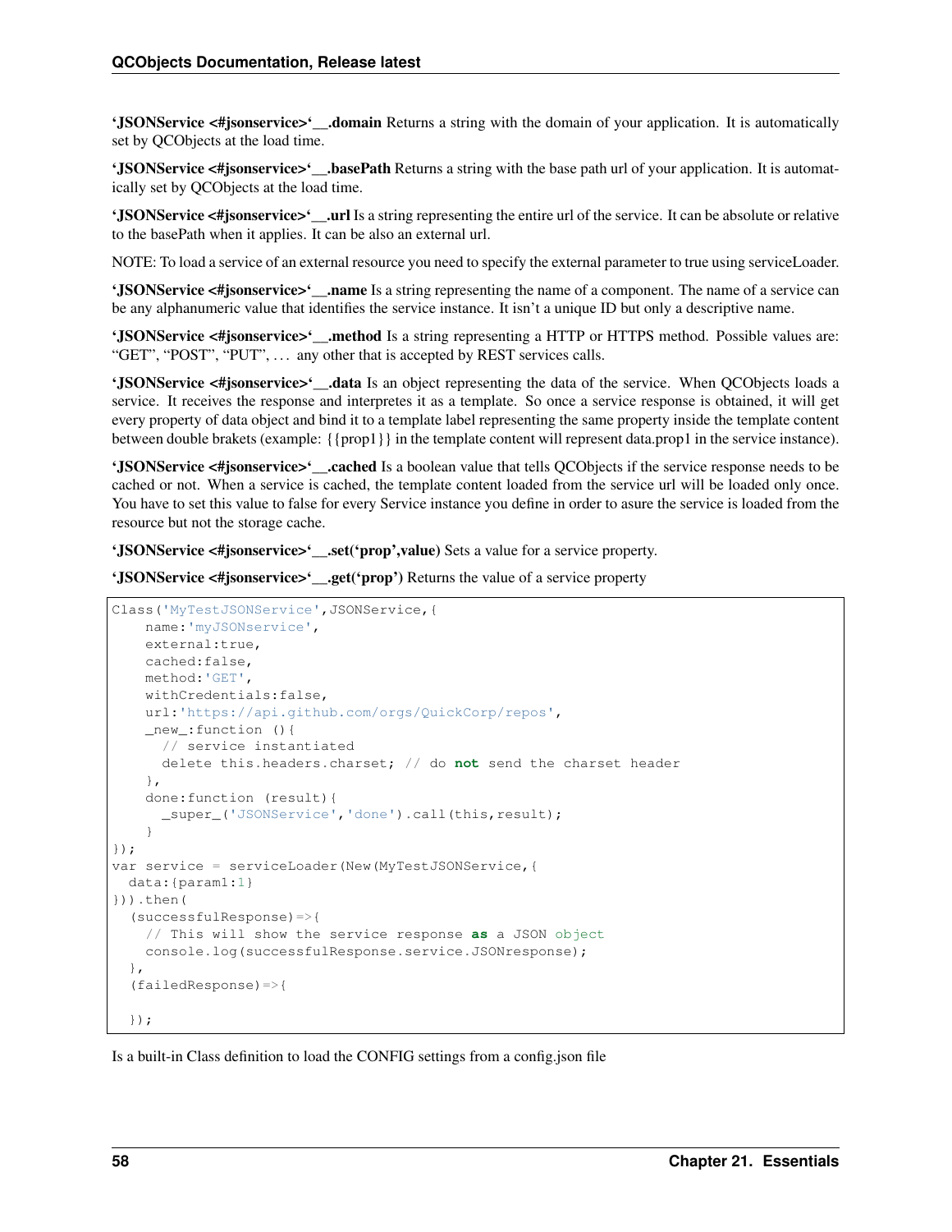**'JSONService <#jsonservice>'__.domain** Returns a string with the domain of your application. It is automatically set by QCObjects at the load time.

**'JSONService <#jsonservice>'__.basePath** Returns a string with the base path url of your application. It is automatically set by QCObjects at the load time.

**'JSONService <#jsonservice>'__.url** Is a string representing the entire url of the service. It can be absolute or relative to the basePath when it applies. It can be also an external url.

NOTE: To load a service of an external resource you need to specify the external parameter to true using serviceLoader.

**'JSONService <#jsonservice>'__.name** Is a string representing the name of a component. The name of a service can be any alphanumeric value that identifies the service instance. It isn't a unique ID but only a descriptive name.

**'JSONService <#jsonservice>'__.method** Is a string representing a HTTP or HTTPS method. Possible values are: "GET", "POST", "PUT", ... any other that is accepted by REST services calls.

**'JSONService <#jsonservice>'__.data** Is an object representing the data of the service. When QCObjects loads a service. It receives the response and interpretes it as a template. So once a service response is obtained, it will get every property of data object and bind it to a template label representing the same property inside the template content between double brakets (example: {{prop1}} in the template content will represent data.prop1 in the service instance).

**'JSONService <#jsonservice>'__.cached** Is a boolean value that tells QCObjects if the service response needs to be cached or not. When a service is cached, the template content loaded from the service url will be loaded only once. You have to set this value to false for every Service instance you define in order to asure the service is loaded from the resource but not the storage cache.

**'JSONService <#jsonservice>'__.set('prop',value)** Sets a value for a service property.

**'JSONService <#jsonservice>'__.get('prop')** Returns the value of a service property

```
Class('MyTestJSONService',JSONService,{
    name:'myJSONservice',
    external:true,
    cached:false,
    method:'GET',
    withCredentials:false,
    url:'https://api.github.com/orgs/QuickCorp/repos',
    _new_:function (){
      // service instantiated
      delete this.headers.charset; // do not send the charset header
    },
    done:function (result){
      _super_('JSONService','done').call(this,result);
    }
});
var service = serviceLoader(New(MyTestJSONService,{
  data:{param1:1}
})).then(
  (successfulResponse)=>{
    // This will show the service response as a JSON object
    console.log(successfulResponse.service.JSONresponse);
  },
  (failedResponse)=>{

  });
```

Is a built-in Class definition to load the CONFIG settings from a config.json file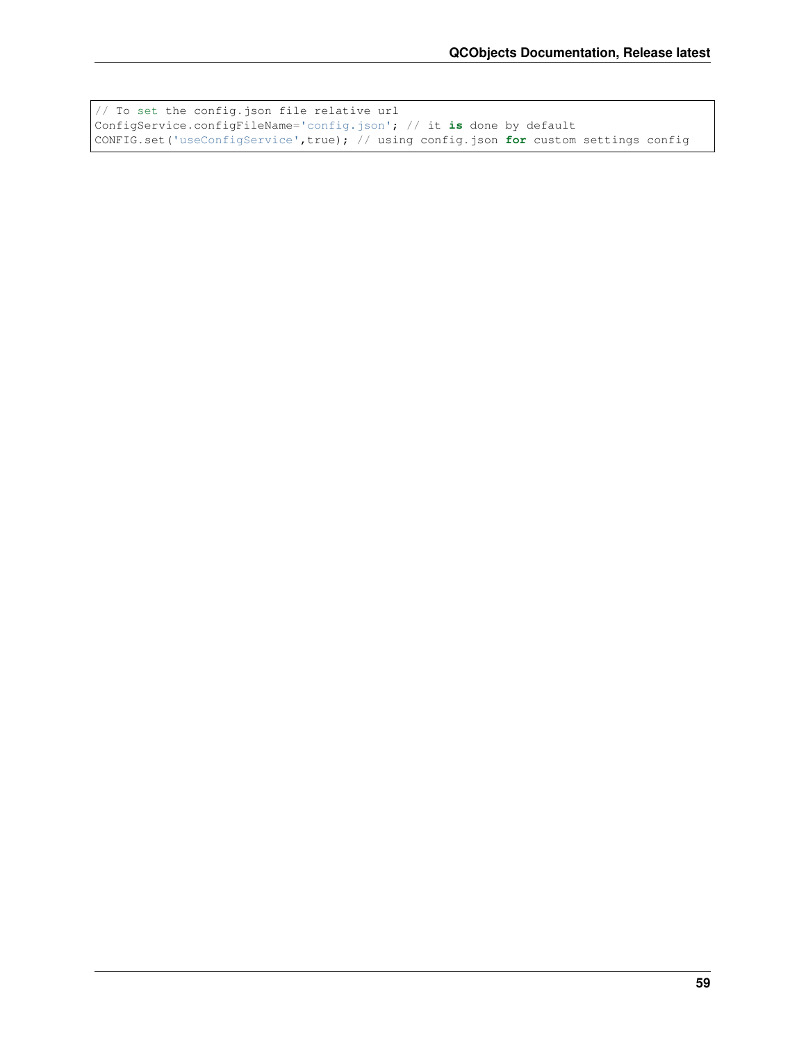```
// To set the config.json file relative url
ConfigService.configFileName='config.json'; // it is done by default
CONFIG.set('useConfigService',true); // using config.json for custom settings config
```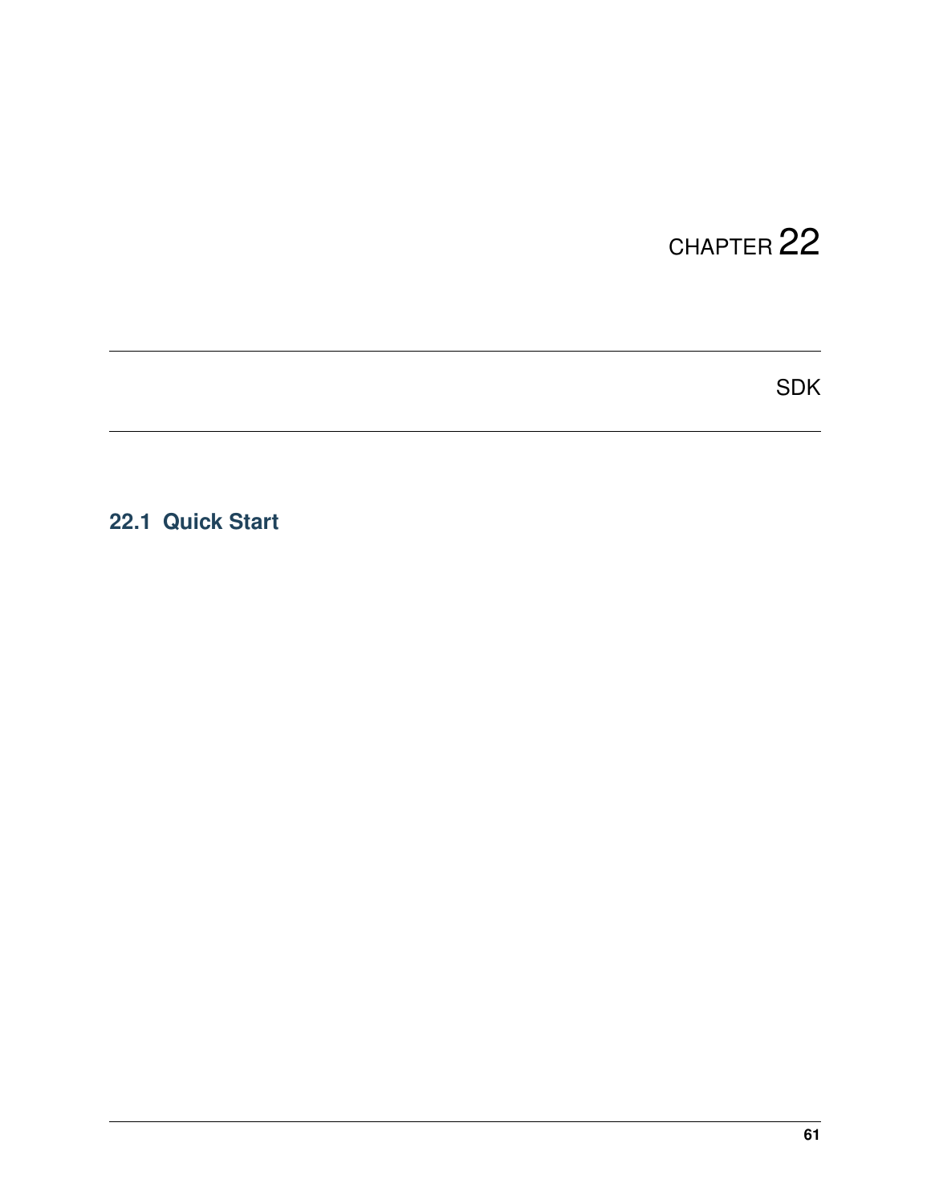# CHAPTER 22

# SDK

## 22.1 Quick Start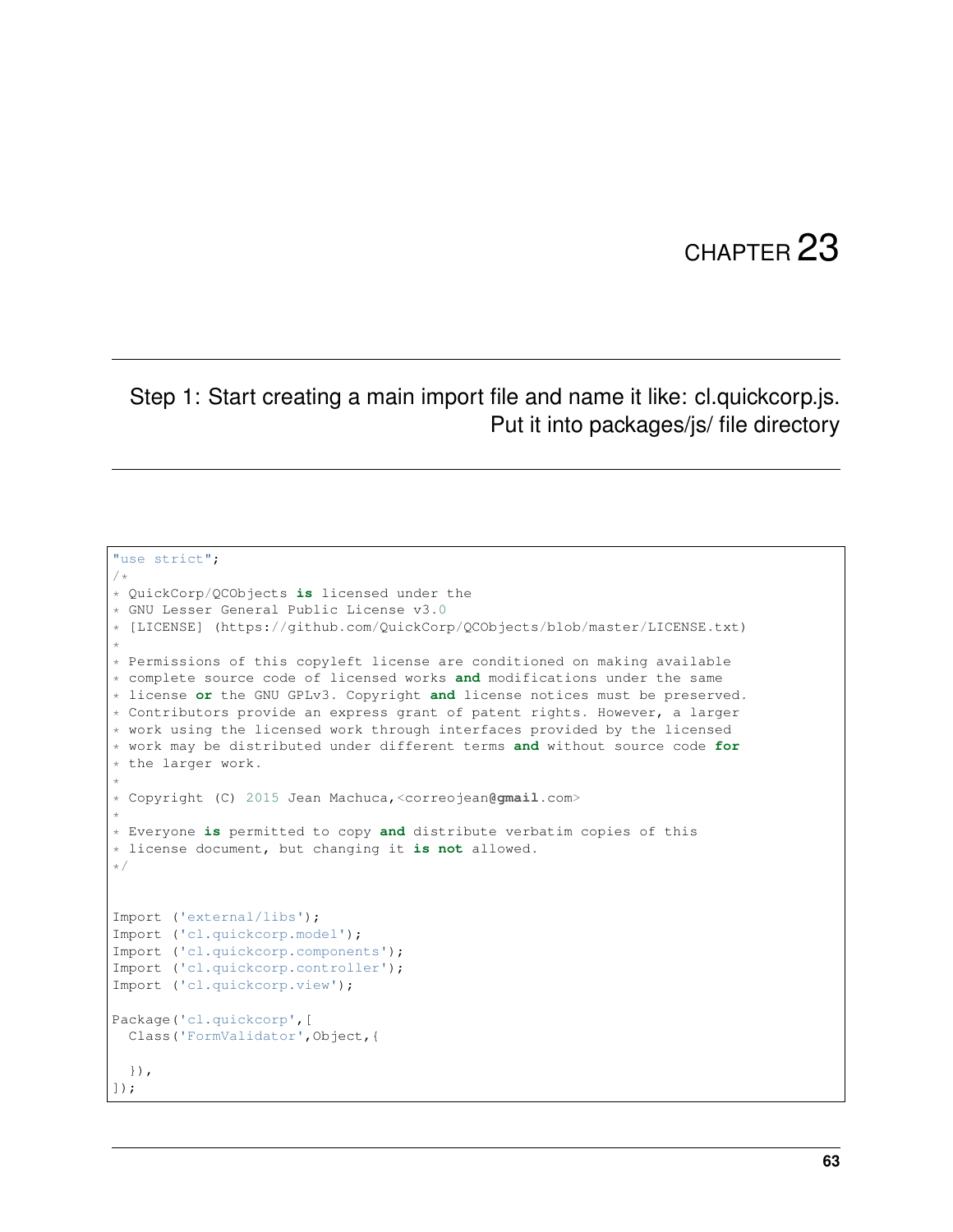# CHAPTER 23

## Step 1: Start creating a main import file and name it like: cl.quickcorp.js. Put it into packages/js/ file directory

```
"use strict";
/*
* QuickCorp/QCObjects is licensed under the
* GNU Lesser General Public License v3.0
* [LICENSE] (https://github.com/QuickCorp/QCObjects/blob/master/LICENSE.txt)
*
* Permissions of this copyleft license are conditioned on making available
* complete source code of licensed works and modifications under the same
* license or the GNU GPLv3. Copyright and license notices must be preserved.
* Contributors provide an express grant of patent rights. However, a larger
* work using the licensed work through interfaces provided by the licensed
* work may be distributed under different terms and without source code for
* the larger work.
*
* Copyright (C) 2015 Jean Machuca,<correojean@gmail.com>
*
* Everyone is permitted to copy and distribute verbatim copies of this
* license document, but changing it is not allowed.
*/


Import ('external/libs');
Import ('cl.quickcorp.model');
Import ('cl.quickcorp.components');
Import ('cl.quickcorp.controller');
Import ('cl.quickcorp.view');

Package('cl.quickcorp',[
  Class('FormValidator',Object,{

  }),
]);
```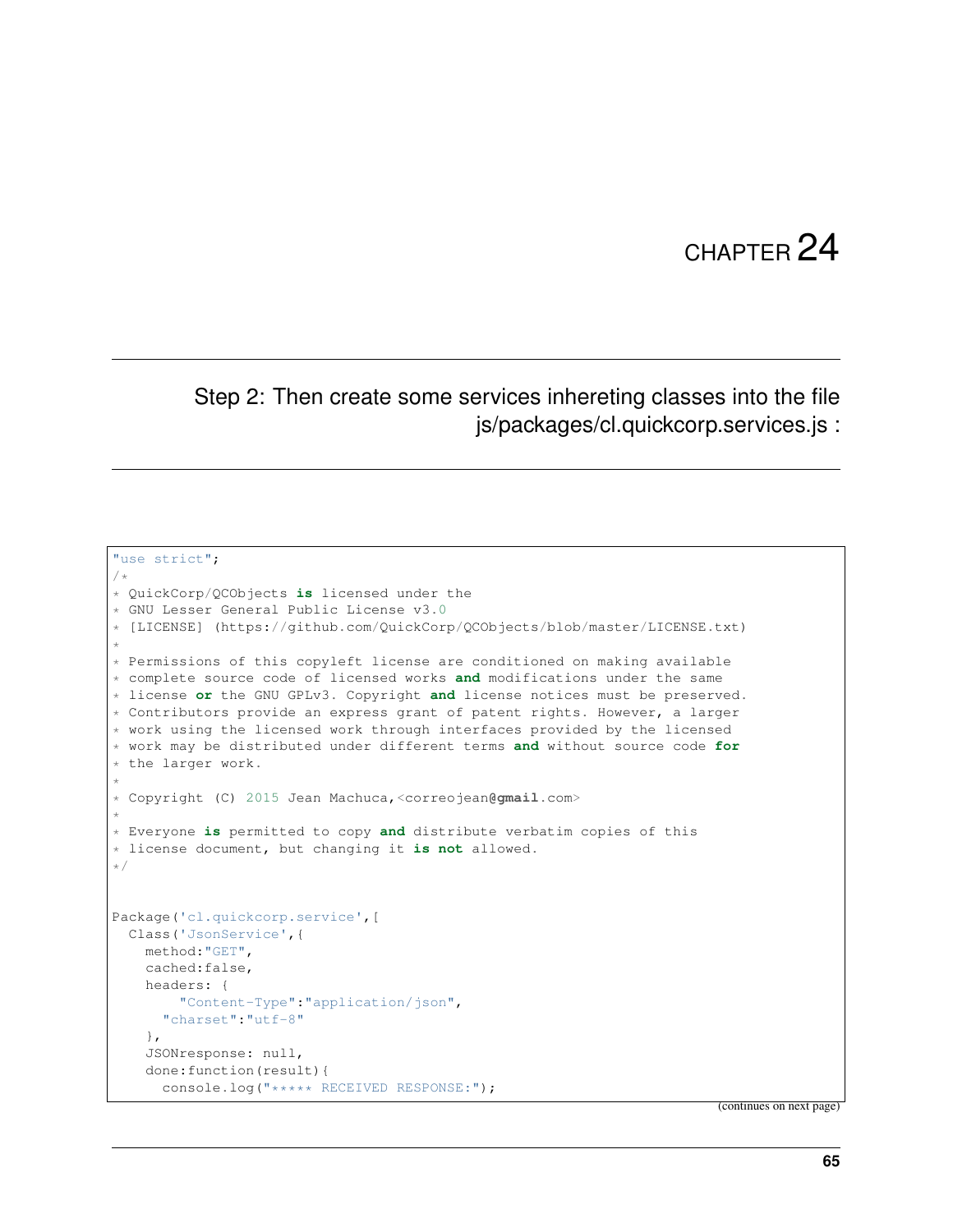# CHAPTER 24

## Step 2: Then create some services inhereting classes into the file js/packages/cl.quickcorp.services.js :

```
"use strict";
/*
* QuickCorp/QCObjects is licensed under the
* GNU Lesser General Public License v3.0
* [LICENSE] (https://github.com/QuickCorp/QCObjects/blob/master/LICENSE.txt)
*
* Permissions of this copyleft license are conditioned on making available
* complete source code of licensed works and modifications under the same
* license or the GNU GPLv3. Copyright and license notices must be preserved.
* Contributors provide an express grant of patent rights. However, a larger
* work using the licensed work through interfaces provided by the licensed
* work may be distributed under different terms and without source code for
* the larger work.
*
* Copyright (C) 2015 Jean Machuca,<correojean@gmail.com>
*
* Everyone is permitted to copy and distribute verbatim copies of this
* license document, but changing it is not allowed.
*/


Package('cl.quickcorp.service',[
  Class('JsonService',{
    method:"GET",
    cached:false,
    headers: {
        "Content-Type":"application/json",
      "charset":"utf-8"
    },
    JSONresponse: null,
    done:function(result){
      console.log("***** RECEIVED RESPONSE:");
```

(continues on next page)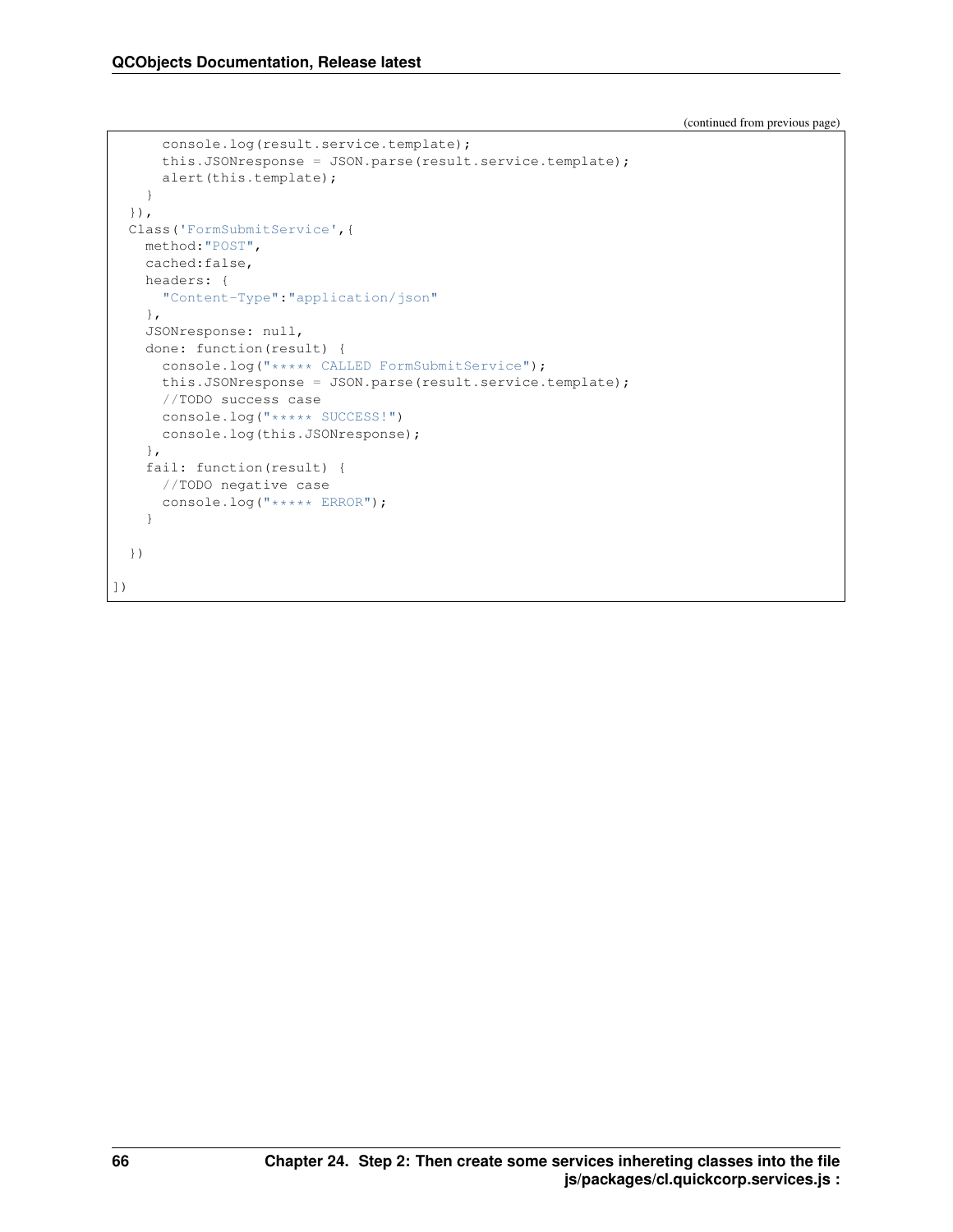(continued from previous page)

```
      console.log(result.service.template);
      this.JSONresponse = JSON.parse(result.service.template);
      alert(this.template);
    }
  }),
  Class('FormSubmitService',{
    method:"POST",
    cached:false,
    headers: {
      "Content-Type":"application/json"
    },
    JSONresponse: null,
    done: function(result) {
      console.log("***** CALLED FormSubmitService");
      this.JSONresponse = JSON.parse(result.service.template);
      //TODO success case
      console.log("***** SUCCESS!")
      console.log(this.JSONresponse);
    },
    fail: function(result) {
      //TODO negative case
      console.log("***** ERROR");
    }

  })

])
```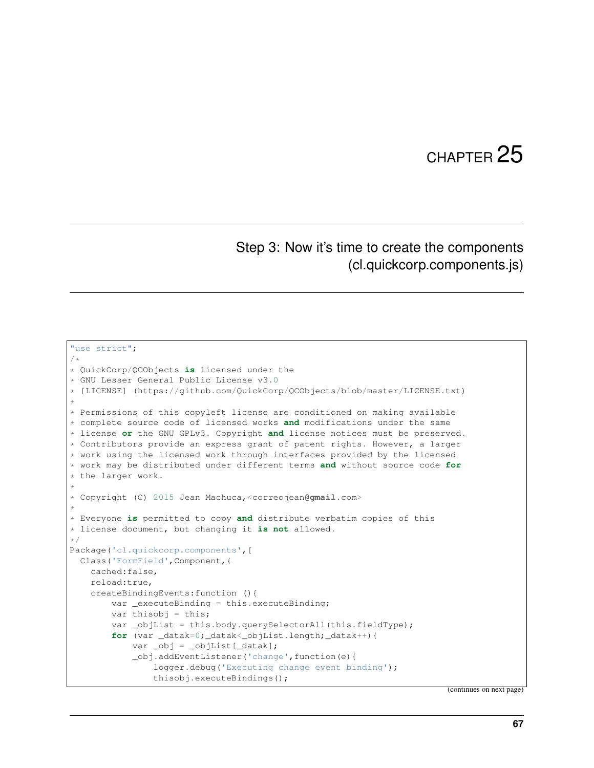# CHAPTER 25

## Step 3: Now it's time to create the components (cl.quickcorp.components.js)

```
"use strict";
/*
* QuickCorp/QCObjects is licensed under the
* GNU Lesser General Public License v3.0
* [LICENSE] (https://github.com/QuickCorp/QCObjects/blob/master/LICENSE.txt)
*
* Permissions of this copyleft license are conditioned on making available
* complete source code of licensed works and modifications under the same
* license or the GNU GPLv3. Copyright and license notices must be preserved.
* Contributors provide an express grant of patent rights. However, a larger
* work using the licensed work through interfaces provided by the licensed
* work may be distributed under different terms and without source code for
* the larger work.
*
* Copyright (C) 2015 Jean Machuca,<correojean@gmail.com>
*
* Everyone is permitted to copy and distribute verbatim copies of this
* license document, but changing it is not allowed.
*/
Package('cl.quickcorp.components',[
  Class('FormField',Component,{
    cached:false,
    reload:true,
    createBindingEvents:function (){
        var _executeBinding = this.executeBinding;
        var thisobj = this;
        var _objList = this.body.querySelectorAll(this.fieldType);
        for (var _datak=0;_datak<_objList.length;_datak++){
            var _obj = _objList[_datak];
            _obj.addEventListener('change',function(e){
                logger.debug('Executing change event binding');
                thisobj.executeBindings();
```

(continues on next page)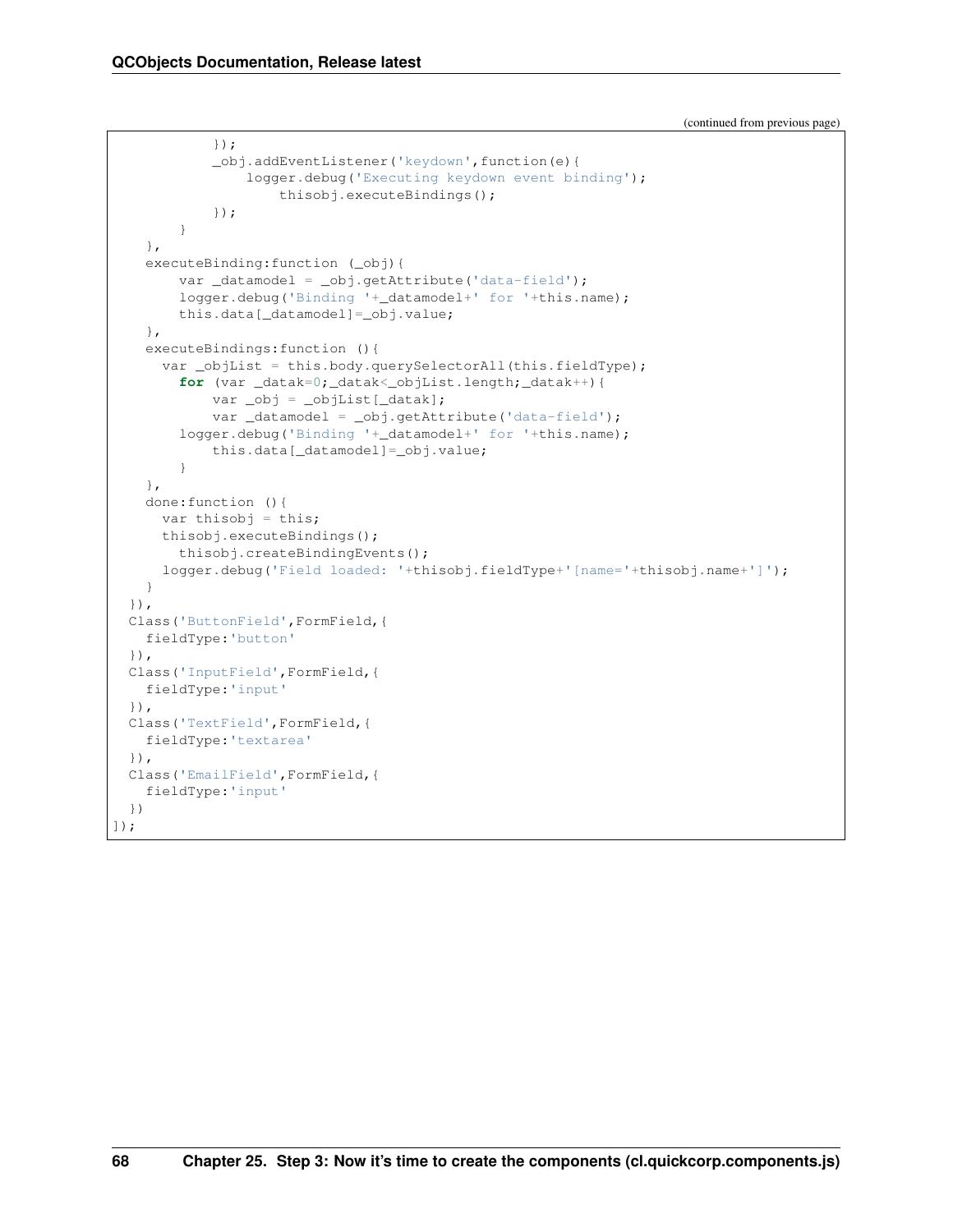(continued from previous page)

```
            });
            _obj.addEventListener('keydown',function(e){
                logger.debug('Executing keydown event binding');
                    thisobj.executeBindings();
            });
        }
    },
    executeBinding:function (_obj){
        var _datamodel = _obj.getAttribute('data-field');
        logger.debug('Binding '+_datamodel+' for '+this.name);
        this.data[_datamodel]=_obj.value;
    },
    executeBindings:function (){
      var _objList = this.body.querySelectorAll(this.fieldType);
        for (var _datak=0;_datak<_objList.length;_datak++){
            var _obj = _objList[_datak];
            var _datamodel = _obj.getAttribute('data-field');
        logger.debug('Binding '+_datamodel+' for '+this.name);
            this.data[_datamodel]=_obj.value;
        }
    },
    done:function (){
      var thisobj = this;
      thisobj.executeBindings();
        thisobj.createBindingEvents();
      logger.debug('Field loaded: '+thisobj.fieldType+'[name='+thisobj.name+']');
    }
  }),
  Class('ButtonField',FormField,{
    fieldType:'button'
  }),
  Class('InputField',FormField,{
    fieldType:'input'
  }),
  Class('TextField',FormField,{
    fieldType:'textarea'
  }),
  Class('EmailField',FormField,{
    fieldType:'input'
  })
]);
```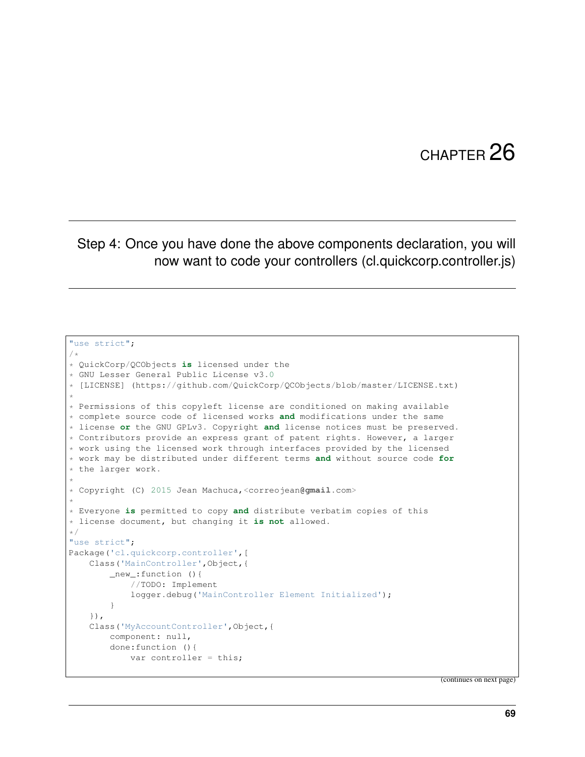# CHAPTER 26

## Step 4: Once you have done the above components declaration, you will now want to code your controllers (cl.quickcorp.controller.js)

```
"use strict";
/*
* QuickCorp/QCObjects is licensed under the
* GNU Lesser General Public License v3.0
* [LICENSE] (https://github.com/QuickCorp/QCObjects/blob/master/LICENSE.txt)
*
* Permissions of this copyleft license are conditioned on making available
* complete source code of licensed works and modifications under the same
* license or the GNU GPLv3. Copyright and license notices must be preserved.
* Contributors provide an express grant of patent rights. However, a larger
* work using the licensed work through interfaces provided by the licensed
* work may be distributed under different terms and without source code for
* the larger work.
*
* Copyright (C) 2015 Jean Machuca,<correojean@gmail.com>
*
* Everyone is permitted to copy and distribute verbatim copies of this
* license document, but changing it is not allowed.
*/
"use strict";
Package('cl.quickcorp.controller',[
    Class('MainController',Object,{
        _new_:function (){
            //TODO: Implement
            logger.debug('MainController Element Initialized');
        }
    }),
    Class('MyAccountController',Object,{
        component: null,
        done:function (){
            var controller = this;
```

(continues on next page)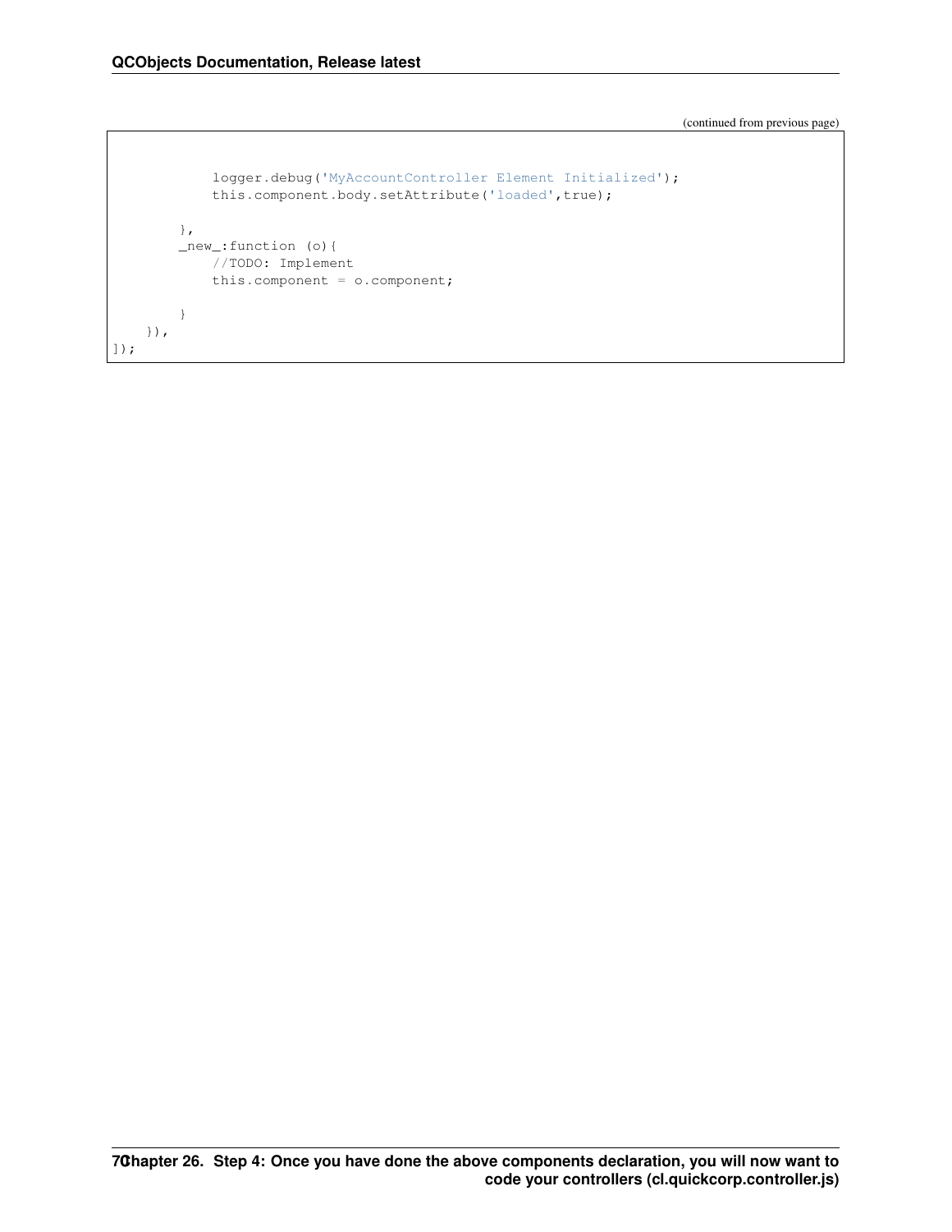(continued from previous page)

```
            logger.debug('MyAccountController Element Initialized');
            this.component.body.setAttribute('loaded',true);

        },
        _new_:function (o){
            //TODO: Implement
            this.component = o.component;

        }
    }),
]);
```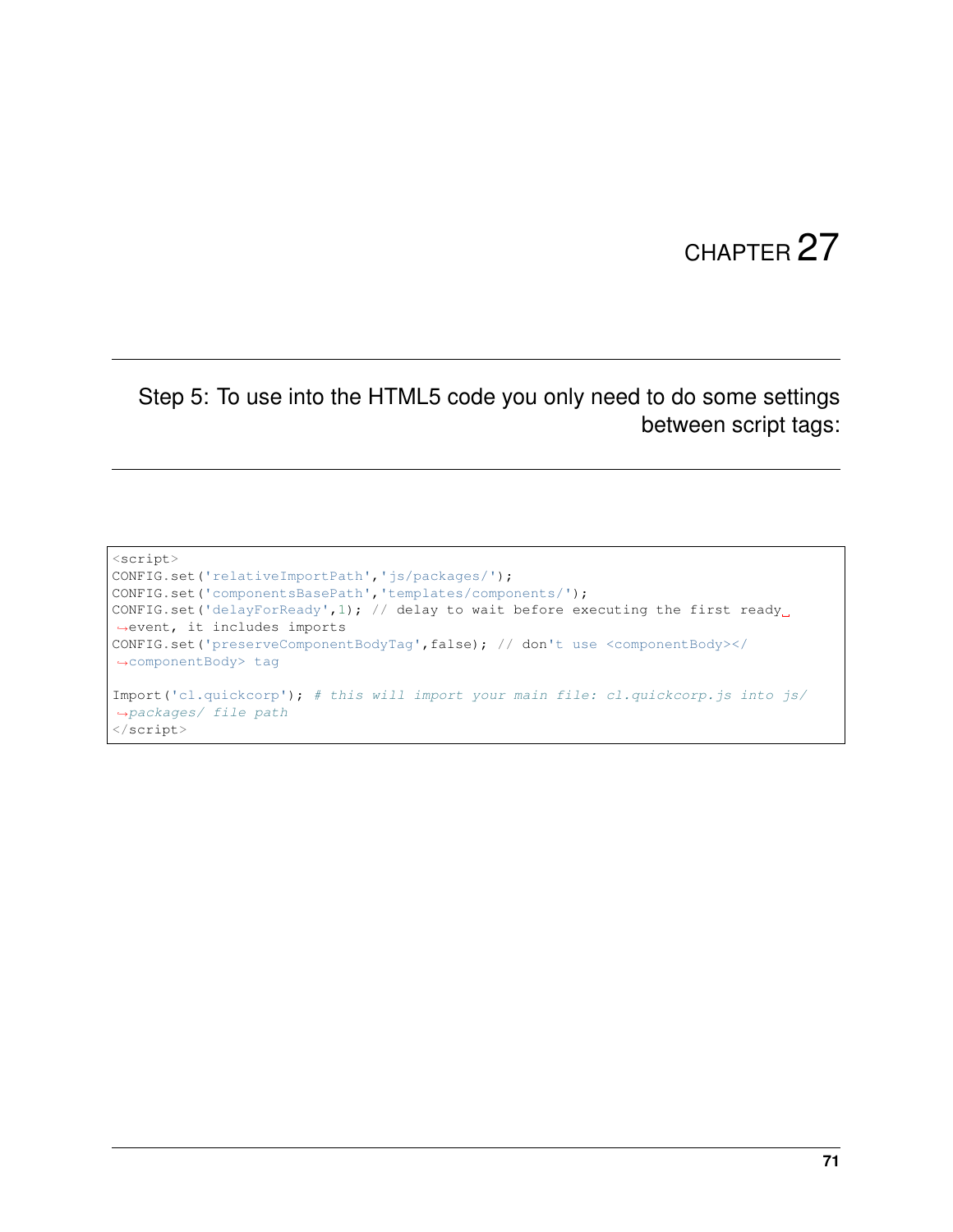# CHAPTER 27

## Step 5: To use into the HTML5 code you only need to do some settings between script tags:

```
<script>
CONFIG.set('relativeImportPath','js/packages/');
CONFIG.set('componentsBasePath','templates/components/');
CONFIG.set('delayForReady',1); // delay to wait before executing the first ready event, it includes imports
CONFIG.set('preserveComponentBodyTag',false); // don't use <componentBody></componentBody> tag

Import('cl.quickcorp'); # this will import your main file: cl.quickcorp.js into js/packages/ file path
</script>
```